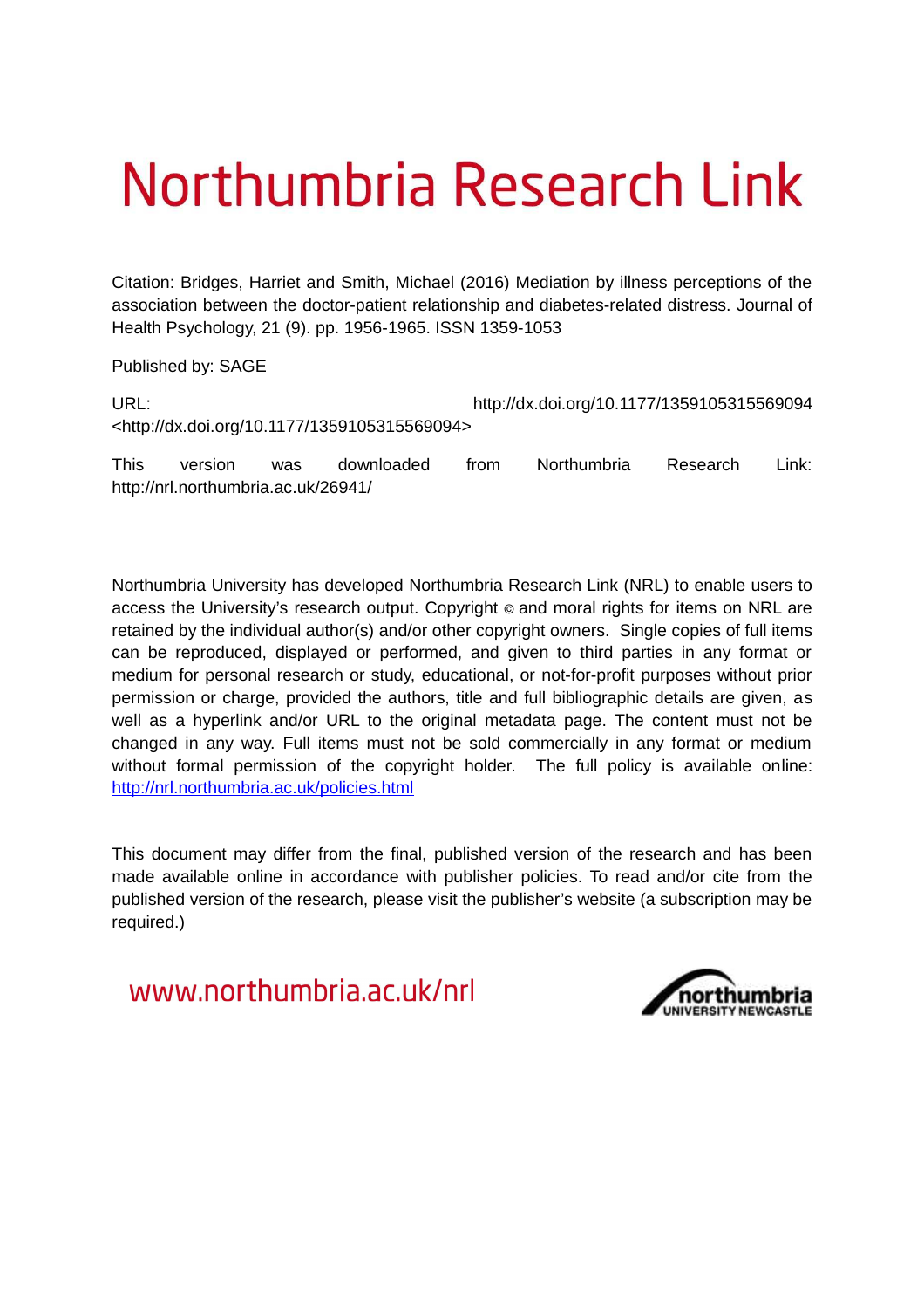# Northumbria Research Link

Citation: Bridges, Harriet and Smith, Michael (2016) Mediation by illness perceptions of the association between the doctor-patient relationship and diabetes-related distress. Journal of Health Psychology, 21 (9). pp. 1956-1965. ISSN 1359-1053

Published by: SAGE

URL: http://dx.doi.org/10.1177/1359105315569094 <http://dx.doi.org/10.1177/1359105315569094>

This version was downloaded from Northumbria Research Link: http://nrl.northumbria.ac.uk/26941/

Northumbria University has developed Northumbria Research Link (NRL) to enable users to access the University's research output. Copyright © and moral rights for items on NRL are retained by the individual author(s) and/or other copyright owners. Single copies of full items can be reproduced, displayed or performed, and given to third parties in any format or medium for personal research or study, educational, or not-for-profit purposes without prior permission or charge, provided the authors, title and full bibliographic details are given, as well as a hyperlink and/or URL to the original metadata page. The content must not be changed in any way. Full items must not be sold commercially in any format or medium without formal permission of the copyright holder. The full policy is available online: http://nrl.northumbria.ac.uk/policies.html

This document may differ from the final, published version of the research and has been made available online in accordance with publisher policies. To read and/or cite from the published version of the research, please visit the publisher's website (a subscription may be required.)

www.northumbria.ac.uk/nrl

northumbria UNIVERSITY NEWCASTLE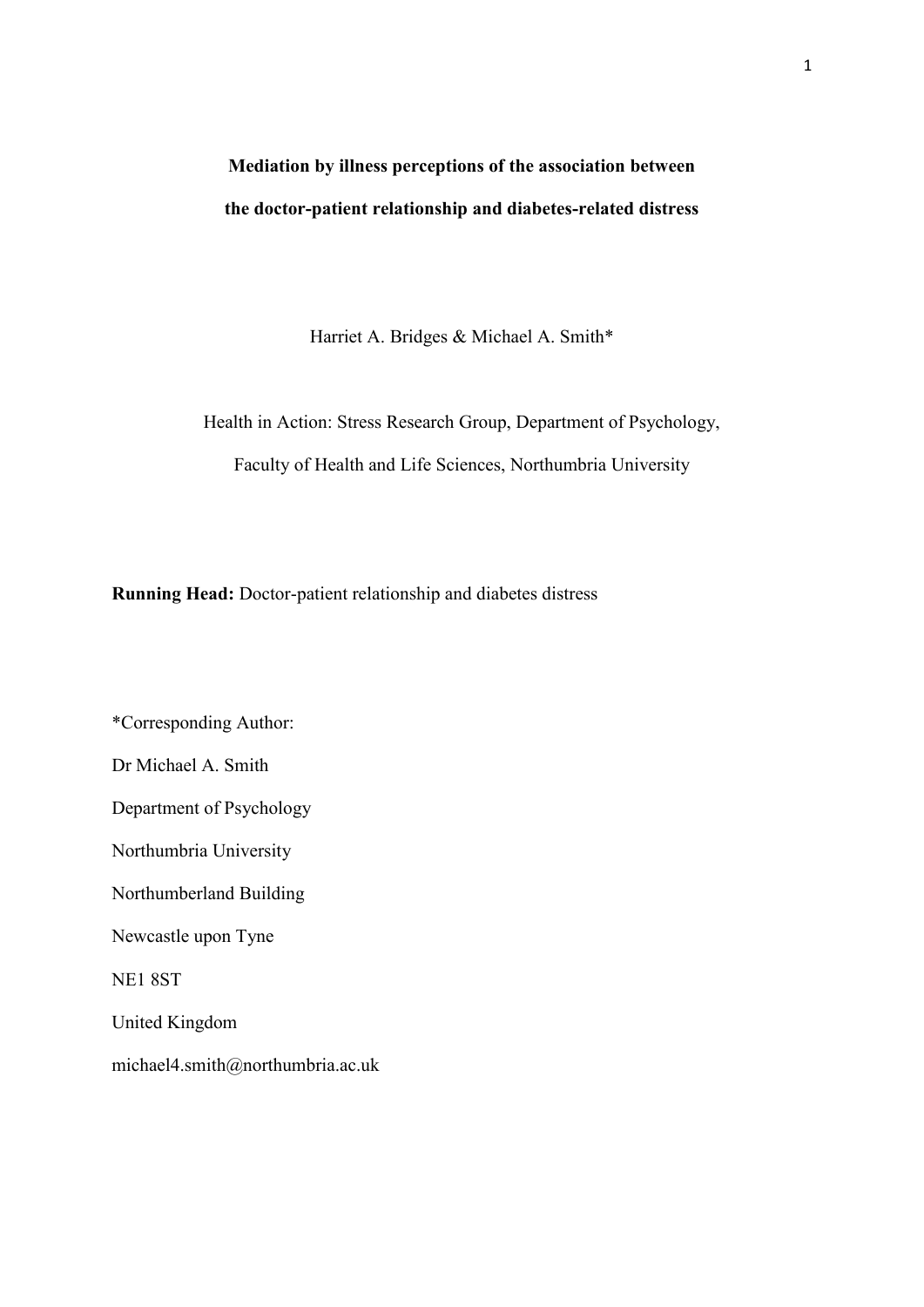**Mediation by illness perceptions of the association between the doctor-patient relationship and diabetes-related distress**

Harriet A. Bridges & Michael A. Smith*

Health in Action: Stress Research Group, Department of Psychology, Faculty of Health and Life Sciences, Northumbria University

**Running Head:** Doctor-patient relationship and diabetes distress

*Corresponding Author:

Dr Michael A. Smith

Department of Psychology

Northumbria University

Northumberland Building

Newcastle upon Tyne

NE1 8ST

United Kingdom

michael4.smith@northumbria.ac.uk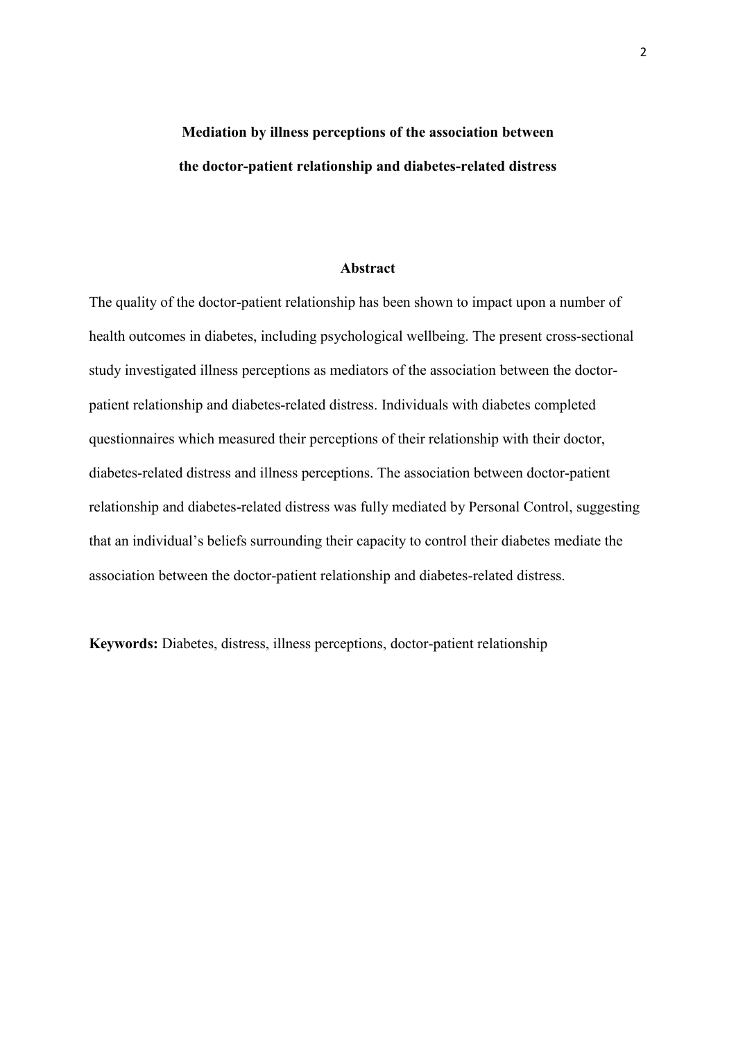# Mediation by illness perceptions of the association between the doctor-patient relationship and diabetes-related distress

## Abstract

The quality of the doctor-patient relationship has been shown to impact upon a number of health outcomes in diabetes, including psychological wellbeing. The present cross-sectional study investigated illness perceptions as mediators of the association between the doctor-patient relationship and diabetes-related distress. Individuals with diabetes completed questionnaires which measured their perceptions of their relationship with their doctor, diabetes-related distress and illness perceptions. The association between doctor-patient relationship and diabetes-related distress was fully mediated by Personal Control, suggesting that an individual's beliefs surrounding their capacity to control their diabetes mediate the association between the doctor-patient relationship and diabetes-related distress.

**Keywords:** Diabetes, distress, illness perceptions, doctor-patient relationship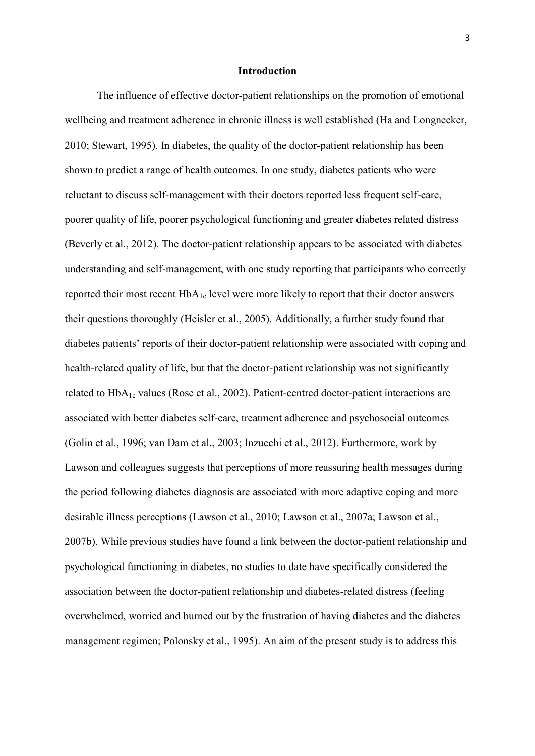## Introduction

The influence of effective doctor-patient relationships on the promotion of emotional wellbeing and treatment adherence in chronic illness is well established (Ha and Longnecker, 2010; Stewart, 1995). In diabetes, the quality of the doctor-patient relationship has been shown to predict a range of health outcomes. In one study, diabetes patients who were reluctant to discuss self-management with their doctors reported less frequent self-care, poorer quality of life, poorer psychological functioning and greater diabetes related distress (Beverly et al., 2012). The doctor-patient relationship appears to be associated with diabetes understanding and self-management, with one study reporting that participants who correctly reported their most recent $HbA_{1c}$ level were more likely to report that their doctor answers their questions thoroughly (Heisler et al., 2005). Additionally, a further study found that diabetes patients' reports of their doctor-patient relationship were associated with coping and health-related quality of life, but that the doctor-patient relationship was not significantly related to $HbA_{1c}$ values (Rose et al., 2002). Patient-centred doctor-patient interactions are associated with better diabetes self-care, treatment adherence and psychosocial outcomes (Golin et al., 1996; van Dam et al., 2003; Inzucchi et al., 2012). Furthermore, work by Lawson and colleagues suggests that perceptions of more reassuring health messages during the period following diabetes diagnosis are associated with more adaptive coping and more desirable illness perceptions (Lawson et al., 2010; Lawson et al., 2007a; Lawson et al., 2007b). While previous studies have found a link between the doctor-patient relationship and psychological functioning in diabetes, no studies to date have specifically considered the association between the doctor-patient relationship and diabetes-related distress (feeling overwhelmed, worried and burned out by the frustration of having diabetes and the diabetes management regimen; Polonsky et al., 1995). An aim of the present study is to address this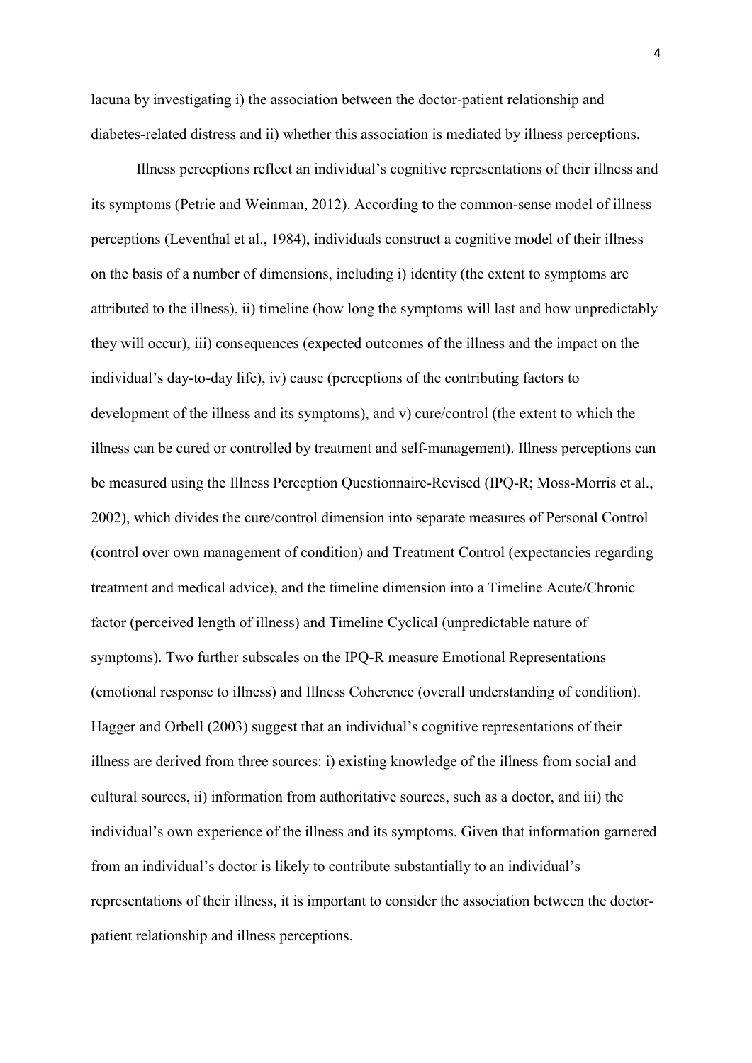lacuna by investigating i) the association between the doctor-patient relationship and diabetes-related distress and ii) whether this association is mediated by illness perceptions.

Illness perceptions reflect an individual's cognitive representations of their illness and its symptoms (Petrie and Weinman, 2012). According to the common-sense model of illness perceptions (Leventhal et al., 1984), individuals construct a cognitive model of their illness on the basis of a number of dimensions, including i) identity (the extent to symptoms are attributed to the illness), ii) timeline (how long the symptoms will last and how unpredictably they will occur), iii) consequences (expected outcomes of the illness and the impact on the individual's day-to-day life), iv) cause (perceptions of the contributing factors to development of the illness and its symptoms), and v) cure/control (the extent to which the illness can be cured or controlled by treatment and self-management). Illness perceptions can be measured using the Illness Perception Questionnaire-Revised (IPQ-R; Moss-Morris et al., 2002), which divides the cure/control dimension into separate measures of Personal Control (control over own management of condition) and Treatment Control (expectancies regarding treatment and medical advice), and the timeline dimension into a Timeline Acute/Chronic factor (perceived length of illness) and Timeline Cyclical (unpredictable nature of symptoms). Two further subscales on the IPQ-R measure Emotional Representations (emotional response to illness) and Illness Coherence (overall understanding of condition). Hagger and Orbell (2003) suggest that an individual's cognitive representations of their illness are derived from three sources: i) existing knowledge of the illness from social and cultural sources, ii) information from authoritative sources, such as a doctor, and iii) the individual's own experience of the illness and its symptoms. Given that information garnered from an individual's doctor is likely to contribute substantially to an individual's representations of their illness, it is important to consider the association between the doctor-patient relationship and illness perceptions.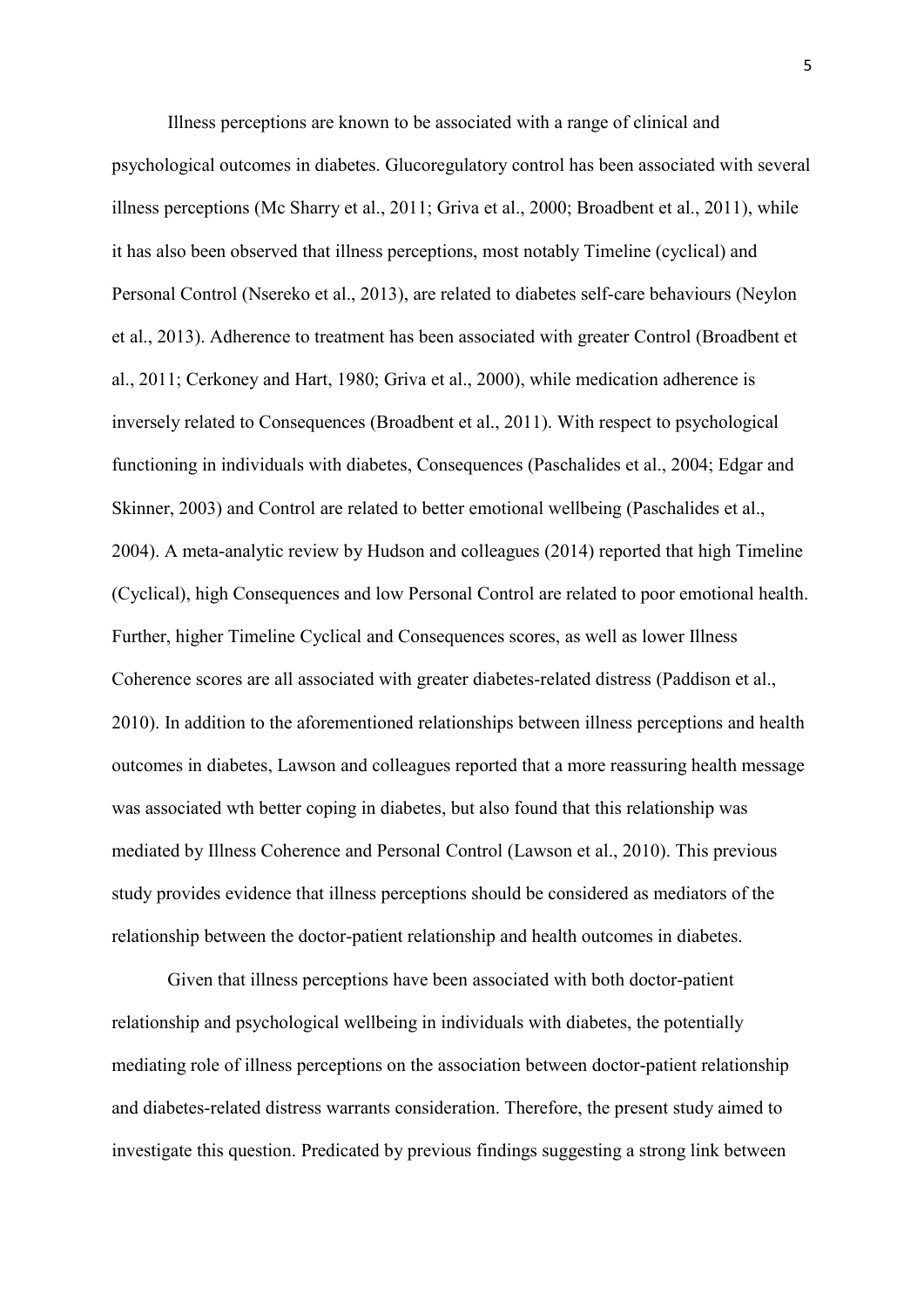Illness perceptions are known to be associated with a range of clinical and psychological outcomes in diabetes. Glucoregulatory control has been associated with several illness perceptions (Mc Sharry et al., 2011; Griva et al., 2000; Broadbent et al., 2011), while it has also been observed that illness perceptions, most notably Timeline (cyclical) and Personal Control (Nsereko et al., 2013), are related to diabetes self-care behaviours (Neylon et al., 2013). Adherence to treatment has been associated with greater Control (Broadbent et al., 2011; Cerkoney and Hart, 1980; Griva et al., 2000), while medication adherence is inversely related to Consequences (Broadbent et al., 2011). With respect to psychological functioning in individuals with diabetes, Consequences (Paschalides et al., 2004; Edgar and Skinner, 2003) and Control are related to better emotional wellbeing (Paschalides et al., 2004). A meta-analytic review by Hudson and colleagues (2014) reported that high Timeline (Cyclical), high Consequences and low Personal Control are related to poor emotional health. Further, higher Timeline Cyclical and Consequences scores, as well as lower Illness Coherence scores are all associated with greater diabetes-related distress (Paddison et al., 2010). In addition to the aforementioned relationships between illness perceptions and health outcomes in diabetes, Lawson and colleagues reported that a more reassuring health message was associated wth better coping in diabetes, but also found that this relationship was mediated by Illness Coherence and Personal Control (Lawson et al., 2010). This previous study provides evidence that illness perceptions should be considered as mediators of the relationship between the doctor-patient relationship and health outcomes in diabetes.

Given that illness perceptions have been associated with both doctor-patient relationship and psychological wellbeing in individuals with diabetes, the potentially mediating role of illness perceptions on the association between doctor-patient relationship and diabetes-related distress warrants consideration. Therefore, the present study aimed to investigate this question. Predicated by previous findings suggesting a strong link between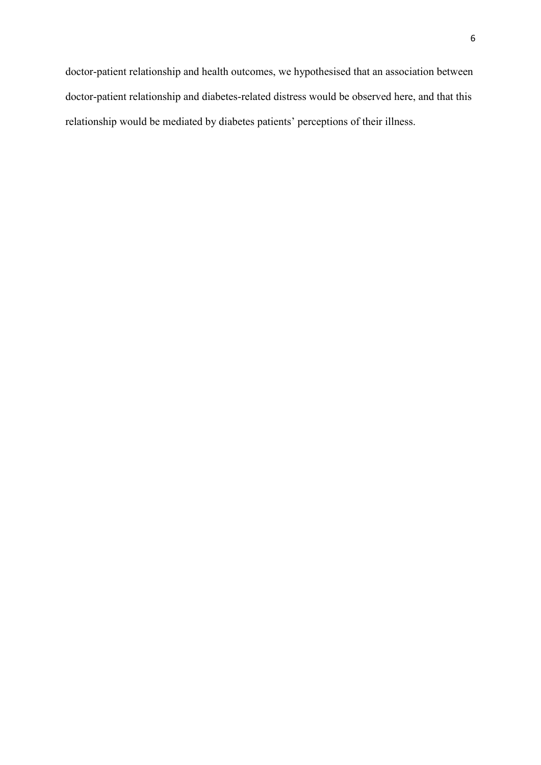doctor-patient relationship and health outcomes, we hypothesised that an association between doctor-patient relationship and diabetes-related distress would be observed here, and that this relationship would be mediated by diabetes patients' perceptions of their illness.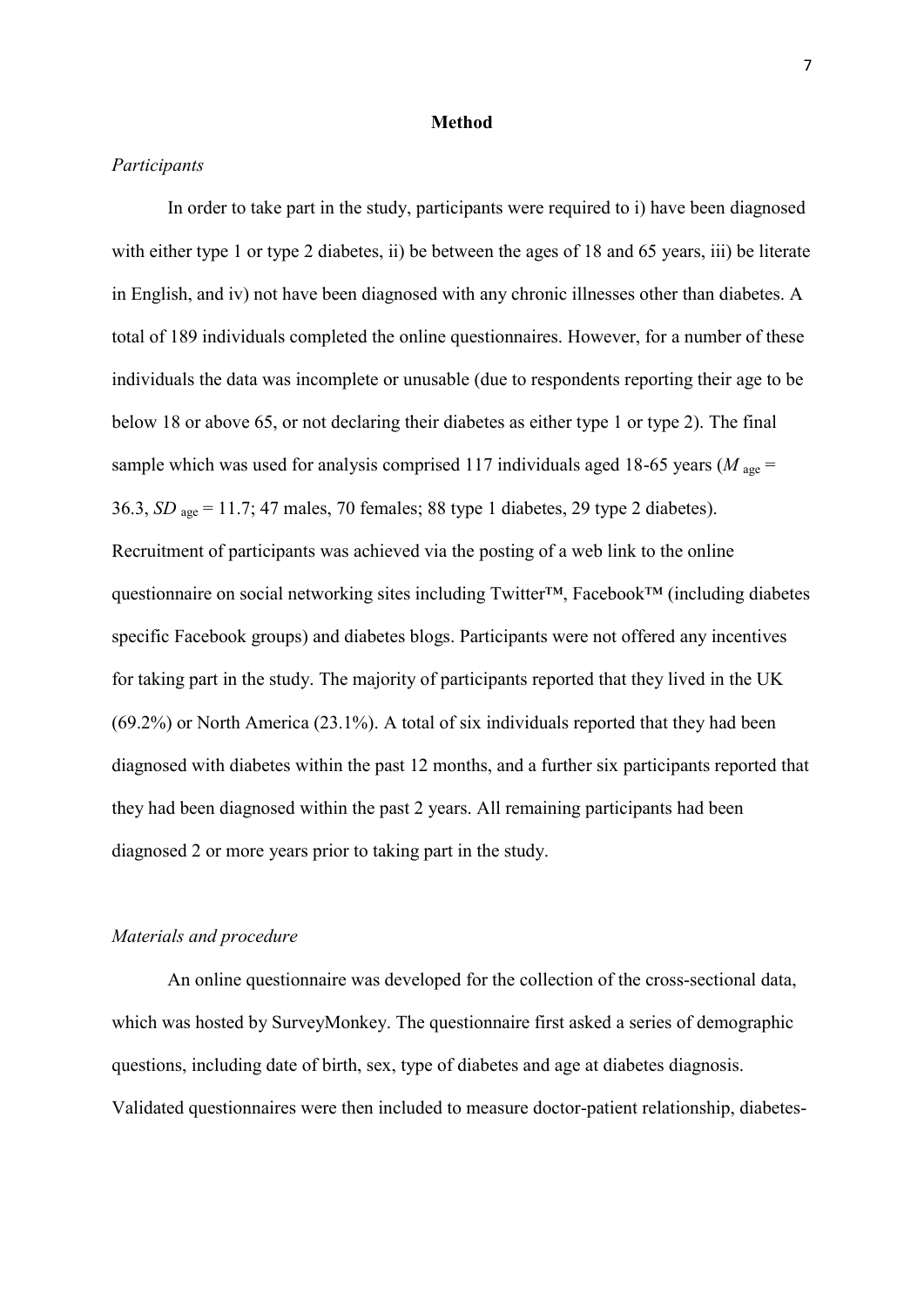## Method

*Participants*

In order to take part in the study, participants were required to i) have been diagnosed with either type 1 or type 2 diabetes, ii) be between the ages of 18 and 65 years, iii) be literate in English, and iv) not have been diagnosed with any chronic illnesses other than diabetes. A total of 189 individuals completed the online questionnaires. However, for a number of these individuals the data was incomplete or unusable (due to respondents reporting their age to be below 18 or above 65, or not declaring their diabetes as either type 1 or type 2). The final sample which was used for analysis comprised 117 individuals aged 18-65 years ($M_{\text{age}}$ = 36.3, $SD_{\text{age}}$ = 11.7; 47 males, 70 females; 88 type 1 diabetes, 29 type 2 diabetes). Recruitment of participants was achieved via the posting of a web link to the online questionnaire on social networking sites including Twitter™, Facebook™ (including diabetes specific Facebook groups) and diabetes blogs. Participants were not offered any incentives for taking part in the study. The majority of participants reported that they lived in the UK (69.2%) or North America (23.1%). A total of six individuals reported that they had been diagnosed with diabetes within the past 12 months, and a further six participants reported that they had been diagnosed within the past 2 years. All remaining participants had been diagnosed 2 or more years prior to taking part in the study.

*Materials and procedure*

An online questionnaire was developed for the collection of the cross-sectional data, which was hosted by SurveyMonkey. The questionnaire first asked a series of demographic questions, including date of birth, sex, type of diabetes and age at diabetes diagnosis. Validated questionnaires were then included to measure doctor-patient relationship, diabetes-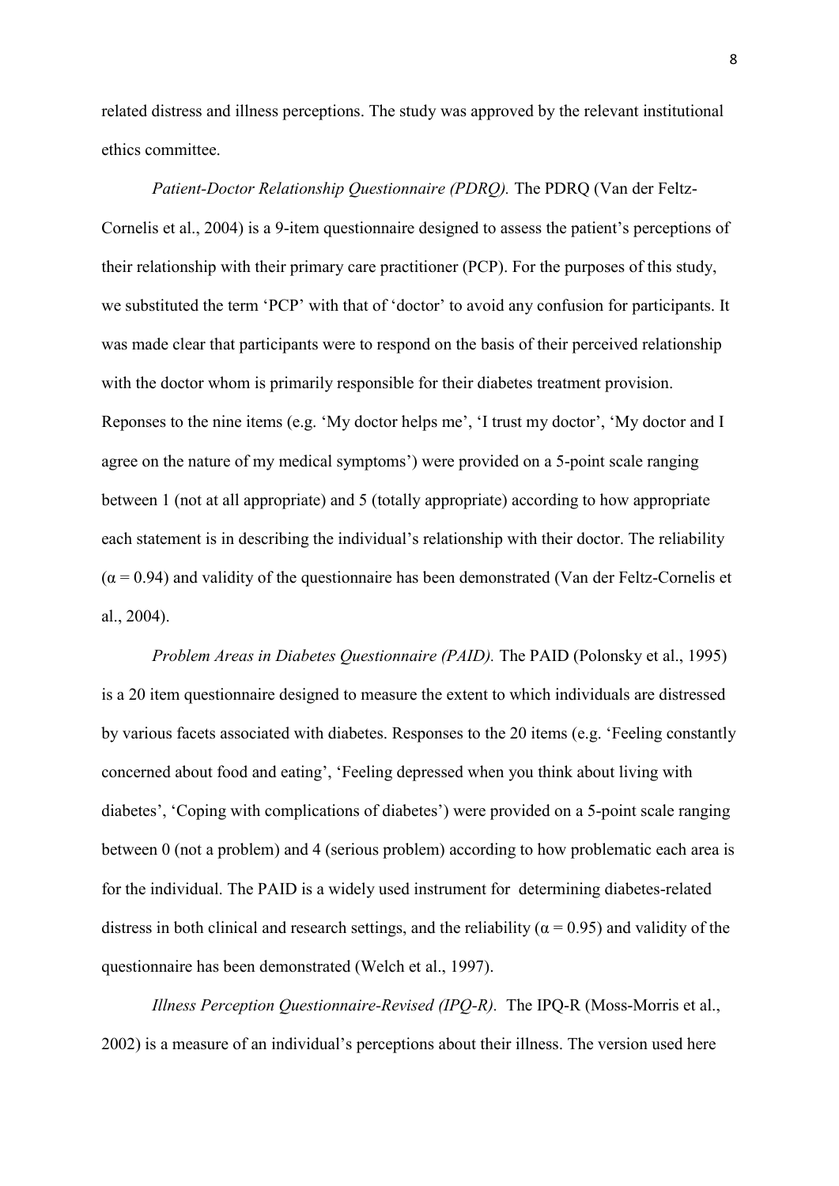related distress and illness perceptions. The study was approved by the relevant institutional ethics committee.

*Patient-Doctor Relationship Questionnaire (PDRQ).* The PDRQ (Van der Feltz-Cornelis et al., 2004) is a 9-item questionnaire designed to assess the patient's perceptions of their relationship with their primary care practitioner (PCP). For the purposes of this study, we substituted the term 'PCP' with that of 'doctor' to avoid any confusion for participants. It was made clear that participants were to respond on the basis of their perceived relationship with the doctor whom is primarily responsible for their diabetes treatment provision. Reponses to the nine items (e.g. 'My doctor helps me', 'I trust my doctor', 'My doctor and I agree on the nature of my medical symptoms') were provided on a 5-point scale ranging between 1 (not at all appropriate) and 5 (totally appropriate) according to how appropriate each statement is in describing the individual's relationship with their doctor. The reliability ($\alpha = 0.94$) and validity of the questionnaire has been demonstrated (Van der Feltz-Cornelis et al., 2004).

*Problem Areas in Diabetes Questionnaire (PAID).* The PAID (Polonsky et al., 1995) is a 20 item questionnaire designed to measure the extent to which individuals are distressed by various facets associated with diabetes. Responses to the 20 items (e.g. 'Feeling constantly concerned about food and eating', 'Feeling depressed when you think about living with diabetes', 'Coping with complications of diabetes') were provided on a 5-point scale ranging between 0 (not a problem) and 4 (serious problem) according to how problematic each area is for the individual. The PAID is a widely used instrument for determining diabetes-related distress in both clinical and research settings, and the reliability ($\alpha = 0.95$) and validity of the questionnaire has been demonstrated (Welch et al., 1997).

*Illness Perception Questionnaire-Revised (IPQ-R).* The IPQ-R (Moss-Morris et al., 2002) is a measure of an individual's perceptions about their illness. The version used here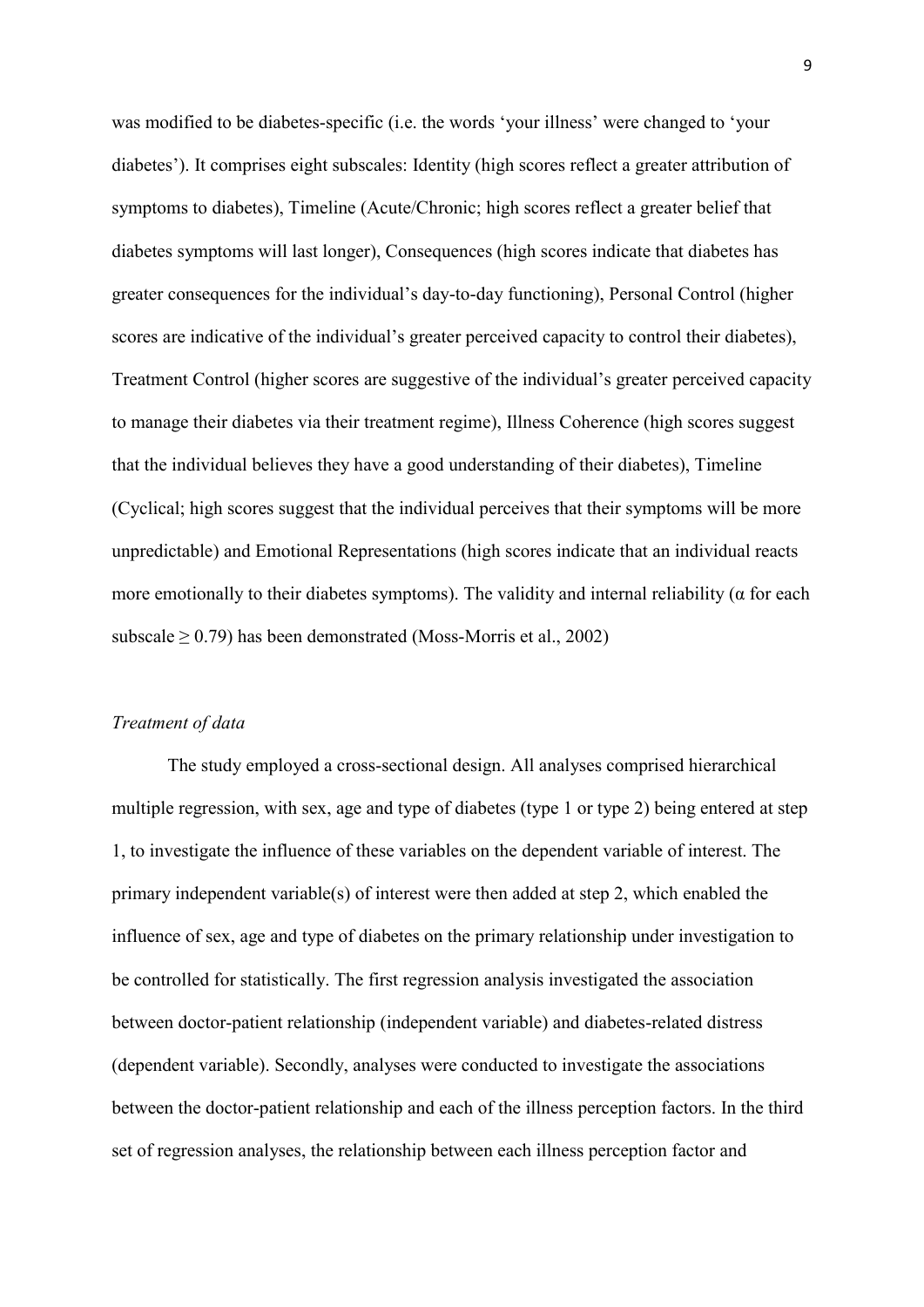was modified to be diabetes-specific (i.e. the words 'your illness' were changed to 'your diabetes'). It comprises eight subscales: Identity (high scores reflect a greater attribution of symptoms to diabetes), Timeline (Acute/Chronic; high scores reflect a greater belief that diabetes symptoms will last longer), Consequences (high scores indicate that diabetes has greater consequences for the individual's day-to-day functioning), Personal Control (higher scores are indicative of the individual's greater perceived capacity to control their diabetes), Treatment Control (higher scores are suggestive of the individual's greater perceived capacity to manage their diabetes via their treatment regime), Illness Coherence (high scores suggest that the individual believes they have a good understanding of their diabetes), Timeline (Cyclical; high scores suggest that the individual perceives that their symptoms will be more unpredictable) and Emotional Representations (high scores indicate that an individual reacts more emotionally to their diabetes symptoms). The validity and internal reliability ($\alpha$ for each subscale $\geq 0.79$) has been demonstrated (Moss-Morris et al., 2002)

*Treatment of data*

The study employed a cross-sectional design. All analyses comprised hierarchical multiple regression, with sex, age and type of diabetes (type 1 or type 2) being entered at step 1, to investigate the influence of these variables on the dependent variable of interest. The primary independent variable(s) of interest were then added at step 2, which enabled the influence of sex, age and type of diabetes on the primary relationship under investigation to be controlled for statistically. The first regression analysis investigated the association between doctor-patient relationship (independent variable) and diabetes-related distress (dependent variable). Secondly, analyses were conducted to investigate the associations between the doctor-patient relationship and each of the illness perception factors. In the third set of regression analyses, the relationship between each illness perception factor and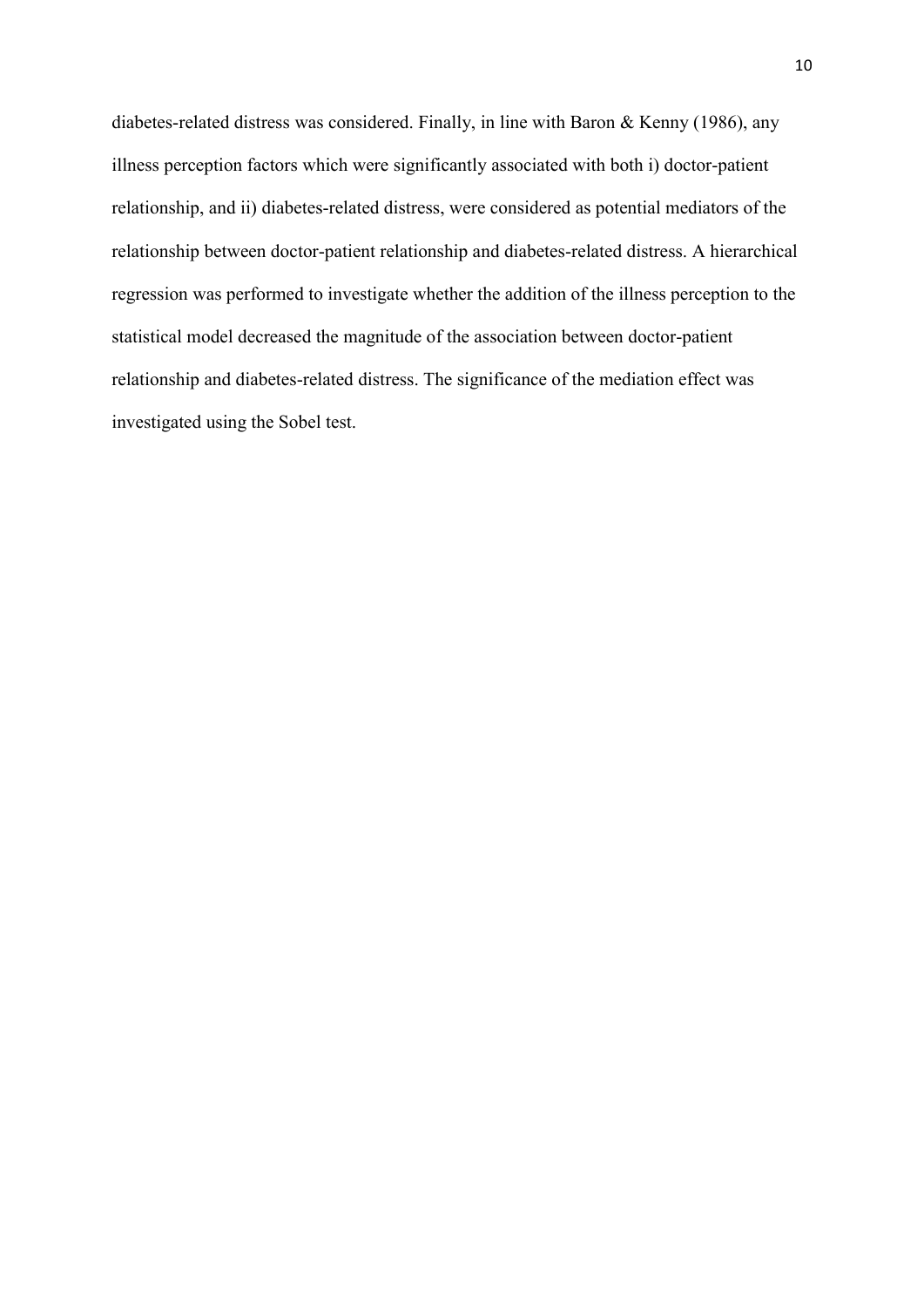diabetes-related distress was considered. Finally, in line with Baron & Kenny (1986), any illness perception factors which were significantly associated with both i) doctor-patient relationship, and ii) diabetes-related distress, were considered as potential mediators of the relationship between doctor-patient relationship and diabetes-related distress. A hierarchical regression was performed to investigate whether the addition of the illness perception to the statistical model decreased the magnitude of the association between doctor-patient relationship and diabetes-related distress. The significance of the mediation effect was investigated using the Sobel test.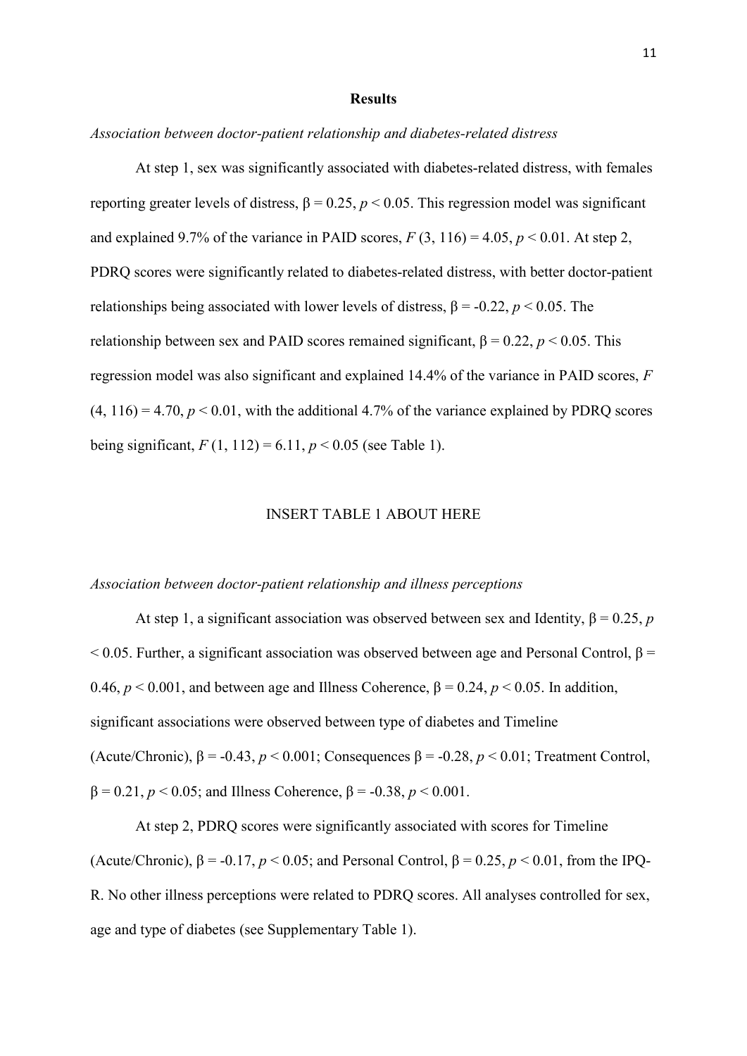## Results

*Association between doctor-patient relationship and diabetes-related distress*

At step 1, sex was significantly associated with diabetes-related distress, with females reporting greater levels of distress, $\beta = 0.25$, $p < 0.05$. This regression model was significant and explained 9.7% of the variance in PAID scores, $F(3, 116) = 4.05$, $p < 0.01$. At step 2, PDRQ scores were significantly related to diabetes-related distress, with better doctor-patient relationships being associated with lower levels of distress, $\beta = -0.22$, $p < 0.05$. The relationship between sex and PAID scores remained significant, $\beta = 0.22$, $p < 0.05$. This regression model was also significant and explained 14.4% of the variance in PAID scores, $F(4, 116) = 4.70$, $p < 0.01$, with the additional 4.7% of the variance explained by PDRQ scores being significant, $F(1, 112) = 6.11$, $p < 0.05$ (see Table 1).

INSERT TABLE 1 ABOUT HERE

*Association between doctor-patient relationship and illness perceptions*

At step 1, a significant association was observed between sex and Identity, $\beta = 0.25$, $p < 0.05$. Further, a significant association was observed between age and Personal Control, $\beta = 0.46$, $p < 0.001$, and between age and Illness Coherence, $\beta = 0.24$, $p < 0.05$. In addition, significant associations were observed between type of diabetes and Timeline (Acute/Chronic), $\beta = -0.43$, $p < 0.001$; Consequences $\beta = -0.28$, $p < 0.01$; Treatment Control, $\beta = 0.21$, $p < 0.05$; and Illness Coherence, $\beta = -0.38$, $p < 0.001$.

At step 2, PDRQ scores were significantly associated with scores for Timeline (Acute/Chronic), $\beta = -0.17$, $p < 0.05$; and Personal Control, $\beta = 0.25$, $p < 0.01$, from the IPQ-R. No other illness perceptions were related to PDRQ scores. All analyses controlled for sex, age and type of diabetes (see Supplementary Table 1).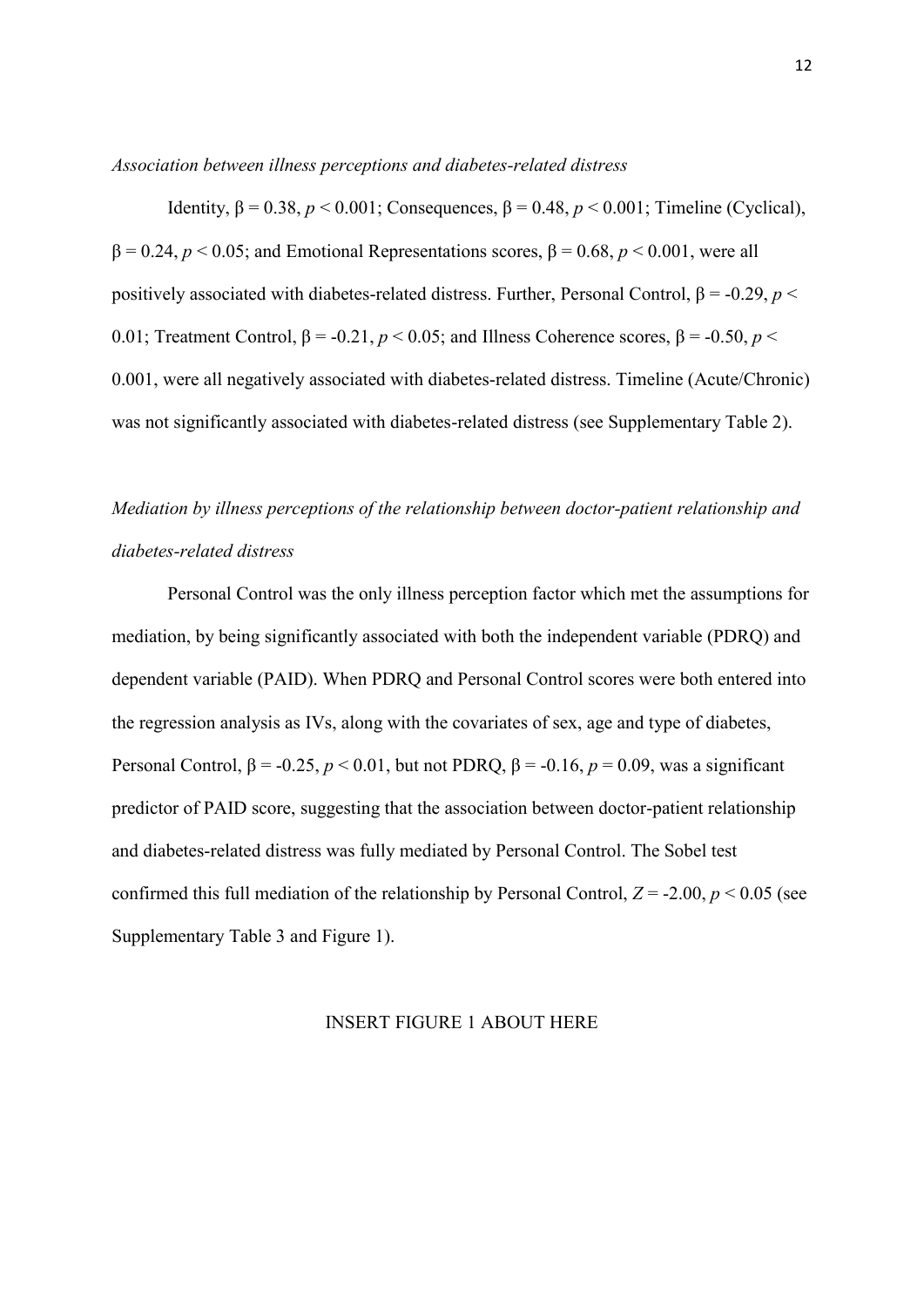*Association between illness perceptions and diabetes-related distress*

Identity, $\beta = 0.38$, $p < 0.001$; Consequences, $\beta = 0.48$, $p < 0.001$; Timeline (Cyclical), $\beta = 0.24$, $p < 0.05$; and Emotional Representations scores, $\beta = 0.68$, $p < 0.001$, were all positively associated with diabetes-related distress. Further, Personal Control, $\beta = -0.29$, $p < 0.01$; Treatment Control, $\beta = -0.21$, $p < 0.05$; and Illness Coherence scores, $\beta = -0.50$, $p < 0.001$, were all negatively associated with diabetes-related distress. Timeline (Acute/Chronic) was not significantly associated with diabetes-related distress (see Supplementary Table 2).

*Mediation by illness perceptions of the relationship between doctor-patient relationship and diabetes-related distress*

Personal Control was the only illness perception factor which met the assumptions for mediation, by being significantly associated with both the independent variable (PDRQ) and dependent variable (PAID). When PDRQ and Personal Control scores were both entered into the regression analysis as IVs, along with the covariates of sex, age and type of diabetes, Personal Control, $\beta = -0.25$, $p < 0.01$, but not PDRQ, $\beta = -0.16$, $p = 0.09$, was a significant predictor of PAID score, suggesting that the association between doctor-patient relationship and diabetes-related distress was fully mediated by Personal Control. The Sobel test confirmed this full mediation of the relationship by Personal Control, $Z = -2.00$, $p < 0.05$ (see Supplementary Table 3 and Figure 1).

INSERT FIGURE 1 ABOUT HERE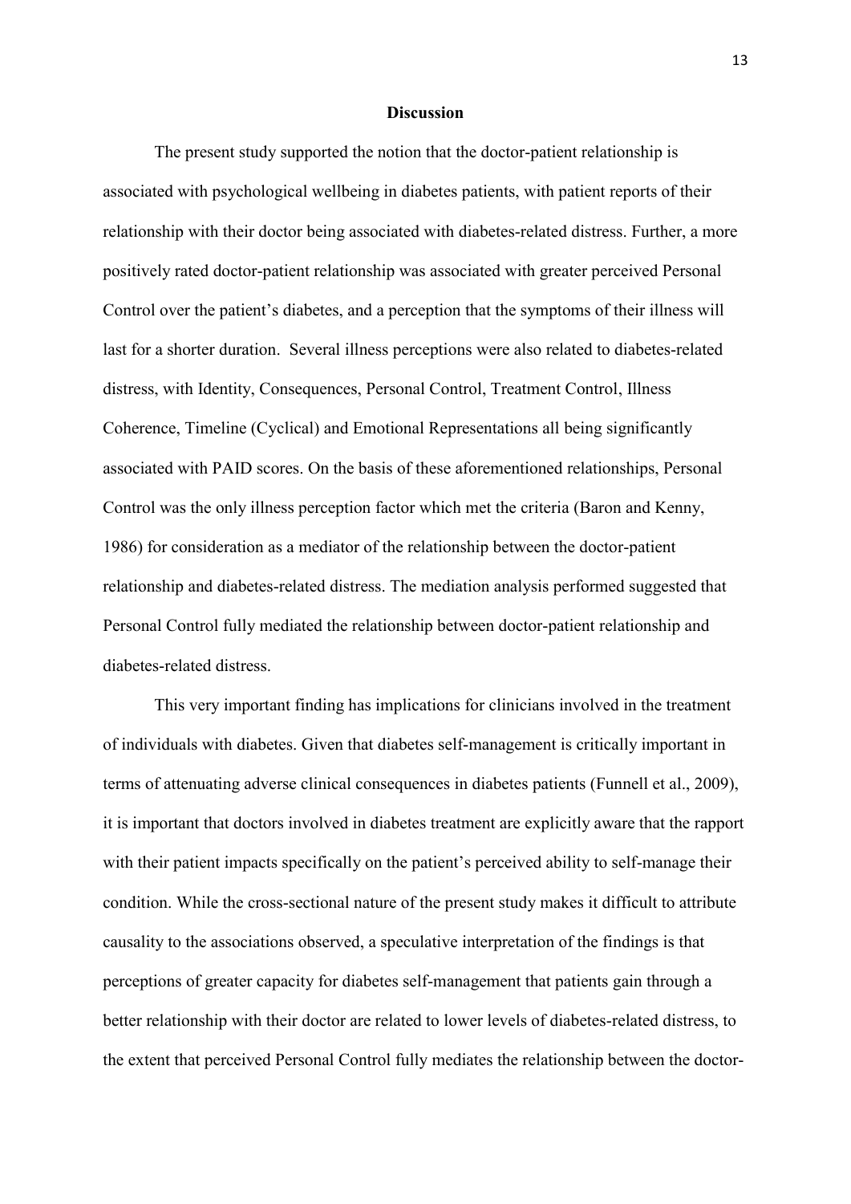## Discussion

The present study supported the notion that the doctor-patient relationship is associated with psychological wellbeing in diabetes patients, with patient reports of their relationship with their doctor being associated with diabetes-related distress. Further, a more positively rated doctor-patient relationship was associated with greater perceived Personal Control over the patient's diabetes, and a perception that the symptoms of their illness will last for a shorter duration. Several illness perceptions were also related to diabetes-related distress, with Identity, Consequences, Personal Control, Treatment Control, Illness Coherence, Timeline (Cyclical) and Emotional Representations all being significantly associated with PAID scores. On the basis of these aforementioned relationships, Personal Control was the only illness perception factor which met the criteria (Baron and Kenny, 1986) for consideration as a mediator of the relationship between the doctor-patient relationship and diabetes-related distress. The mediation analysis performed suggested that Personal Control fully mediated the relationship between doctor-patient relationship and diabetes-related distress.

This very important finding has implications for clinicians involved in the treatment of individuals with diabetes. Given that diabetes self-management is critically important in terms of attenuating adverse clinical consequences in diabetes patients (Funnell et al., 2009), it is important that doctors involved in diabetes treatment are explicitly aware that the rapport with their patient impacts specifically on the patient's perceived ability to self-manage their condition. While the cross-sectional nature of the present study makes it difficult to attribute causality to the associations observed, a speculative interpretation of the findings is that perceptions of greater capacity for diabetes self-management that patients gain through a better relationship with their doctor are related to lower levels of diabetes-related distress, to the extent that perceived Personal Control fully mediates the relationship between the doctor-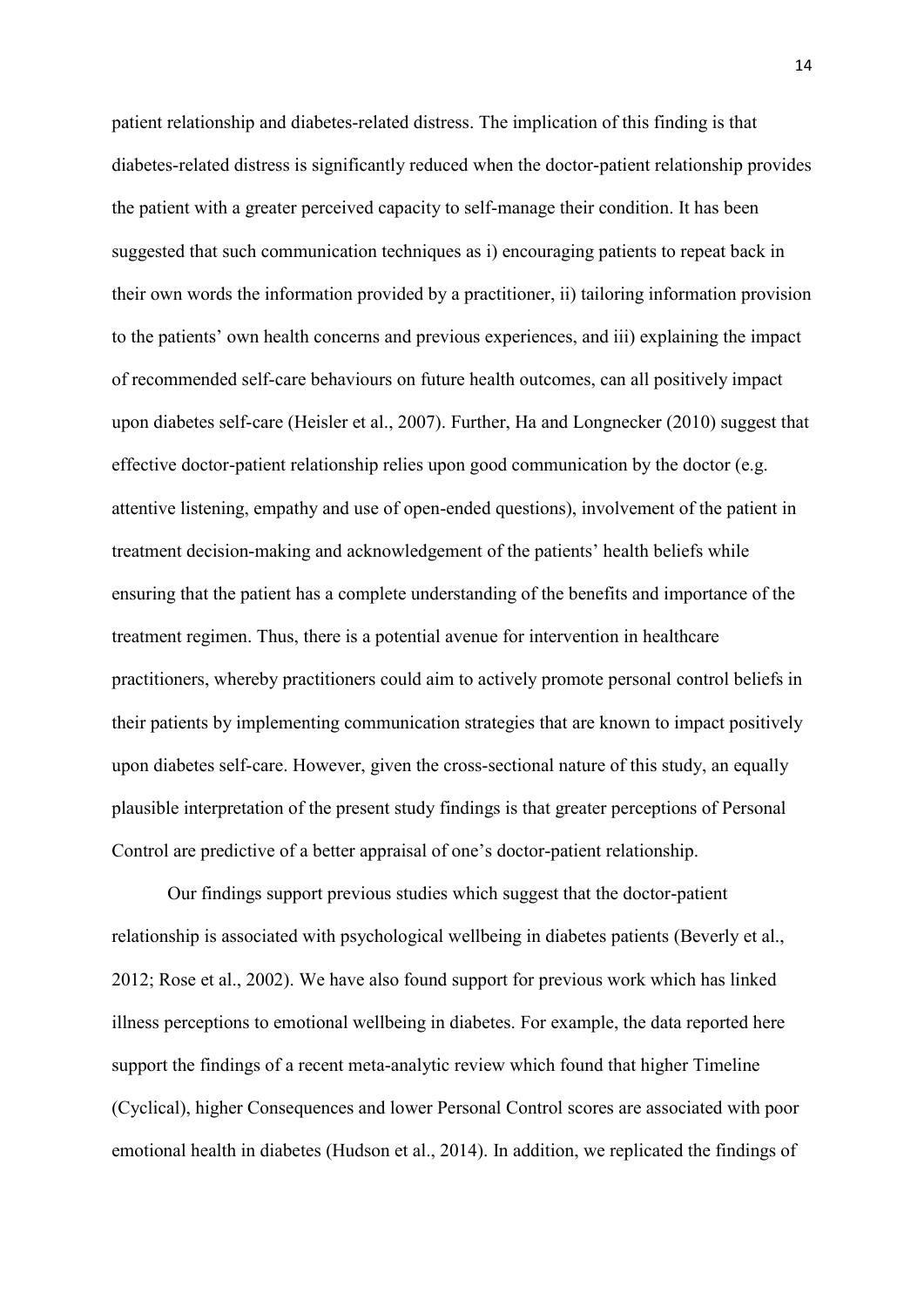patient relationship and diabetes-related distress. The implication of this finding is that diabetes-related distress is significantly reduced when the doctor-patient relationship provides the patient with a greater perceived capacity to self-manage their condition. It has been suggested that such communication techniques as i) encouraging patients to repeat back in their own words the information provided by a practitioner, ii) tailoring information provision to the patients' own health concerns and previous experiences, and iii) explaining the impact of recommended self-care behaviours on future health outcomes, can all positively impact upon diabetes self-care (Heisler et al., 2007). Further, Ha and Longnecker (2010) suggest that effective doctor-patient relationship relies upon good communication by the doctor (e.g. attentive listening, empathy and use of open-ended questions), involvement of the patient in treatment decision-making and acknowledgement of the patients' health beliefs while ensuring that the patient has a complete understanding of the benefits and importance of the treatment regimen. Thus, there is a potential avenue for intervention in healthcare practitioners, whereby practitioners could aim to actively promote personal control beliefs in their patients by implementing communication strategies that are known to impact positively upon diabetes self-care. However, given the cross-sectional nature of this study, an equally plausible interpretation of the present study findings is that greater perceptions of Personal Control are predictive of a better appraisal of one's doctor-patient relationship.

Our findings support previous studies which suggest that the doctor-patient relationship is associated with psychological wellbeing in diabetes patients (Beverly et al., 2012; Rose et al., 2002). We have also found support for previous work which has linked illness perceptions to emotional wellbeing in diabetes. For example, the data reported here support the findings of a recent meta-analytic review which found that higher Timeline (Cyclical), higher Consequences and lower Personal Control scores are associated with poor emotional health in diabetes (Hudson et al., 2014). In addition, we replicated the findings of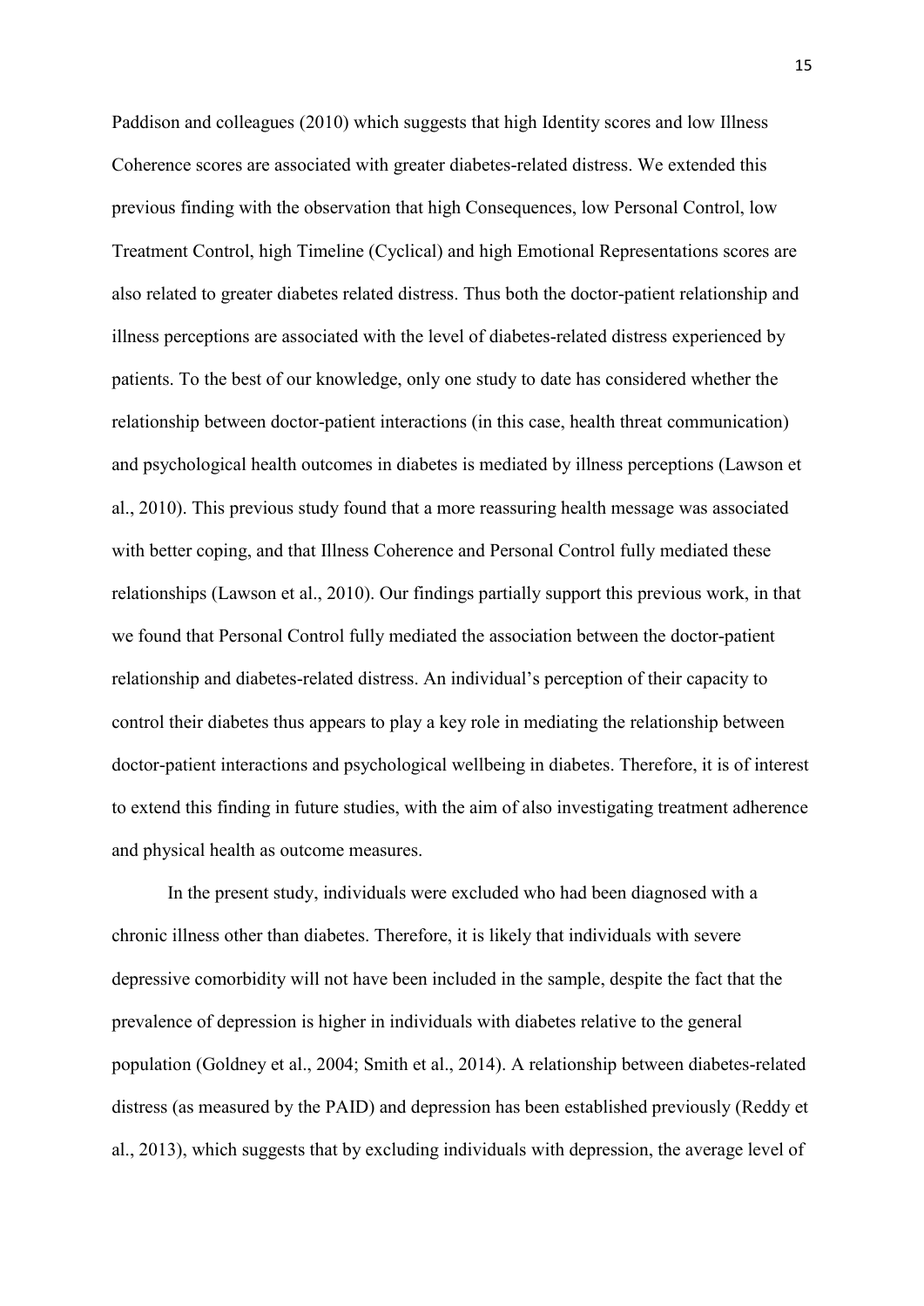Paddison and colleagues (2010) which suggests that high Identity scores and low Illness Coherence scores are associated with greater diabetes-related distress. We extended this previous finding with the observation that high Consequences, low Personal Control, low Treatment Control, high Timeline (Cyclical) and high Emotional Representations scores are also related to greater diabetes related distress. Thus both the doctor-patient relationship and illness perceptions are associated with the level of diabetes-related distress experienced by patients. To the best of our knowledge, only one study to date has considered whether the relationship between doctor-patient interactions (in this case, health threat communication) and psychological health outcomes in diabetes is mediated by illness perceptions (Lawson et al., 2010). This previous study found that a more reassuring health message was associated with better coping, and that Illness Coherence and Personal Control fully mediated these relationships (Lawson et al., 2010). Our findings partially support this previous work, in that we found that Personal Control fully mediated the association between the doctor-patient relationship and diabetes-related distress. An individual's perception of their capacity to control their diabetes thus appears to play a key role in mediating the relationship between doctor-patient interactions and psychological wellbeing in diabetes. Therefore, it is of interest to extend this finding in future studies, with the aim of also investigating treatment adherence and physical health as outcome measures.

In the present study, individuals were excluded who had been diagnosed with a chronic illness other than diabetes. Therefore, it is likely that individuals with severe depressive comorbidity will not have been included in the sample, despite the fact that the prevalence of depression is higher in individuals with diabetes relative to the general population (Goldney et al., 2004; Smith et al., 2014). A relationship between diabetes-related distress (as measured by the PAID) and depression has been established previously (Reddy et al., 2013), which suggests that by excluding individuals with depression, the average level of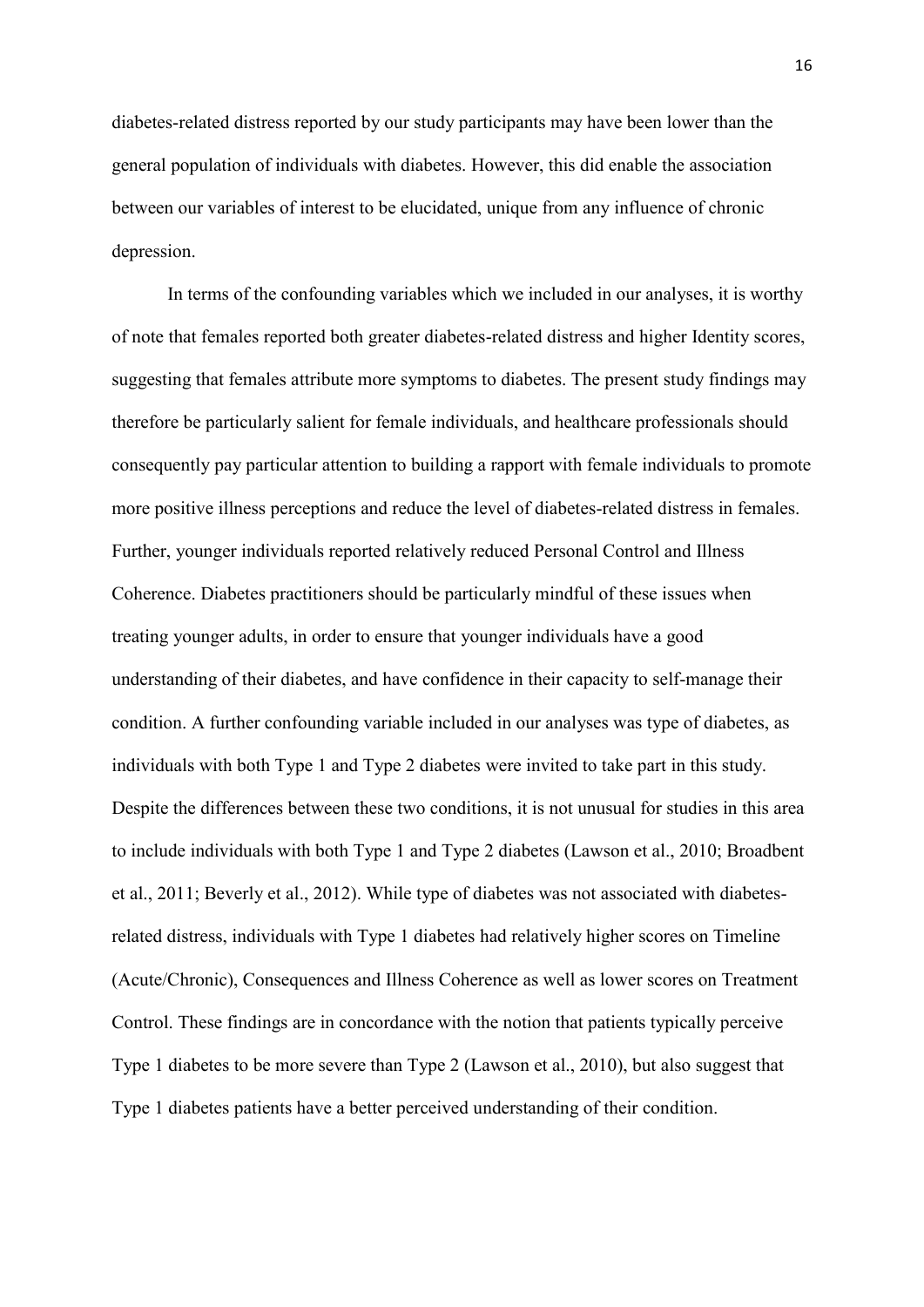diabetes-related distress reported by our study participants may have been lower than the general population of individuals with diabetes. However, this did enable the association between our variables of interest to be elucidated, unique from any influence of chronic depression.

In terms of the confounding variables which we included in our analyses, it is worthy of note that females reported both greater diabetes-related distress and higher Identity scores, suggesting that females attribute more symptoms to diabetes. The present study findings may therefore be particularly salient for female individuals, and healthcare professionals should consequently pay particular attention to building a rapport with female individuals to promote more positive illness perceptions and reduce the level of diabetes-related distress in females. Further, younger individuals reported relatively reduced Personal Control and Illness Coherence. Diabetes practitioners should be particularly mindful of these issues when treating younger adults, in order to ensure that younger individuals have a good understanding of their diabetes, and have confidence in their capacity to self-manage their condition. A further confounding variable included in our analyses was type of diabetes, as individuals with both Type 1 and Type 2 diabetes were invited to take part in this study. Despite the differences between these two conditions, it is not unusual for studies in this area to include individuals with both Type 1 and Type 2 diabetes (Lawson et al., 2010; Broadbent et al., 2011; Beverly et al., 2012). While type of diabetes was not associated with diabetes-related distress, individuals with Type 1 diabetes had relatively higher scores on Timeline (Acute/Chronic), Consequences and Illness Coherence as well as lower scores on Treatment Control. These findings are in concordance with the notion that patients typically perceive Type 1 diabetes to be more severe than Type 2 (Lawson et al., 2010), but also suggest that Type 1 diabetes patients have a better perceived understanding of their condition.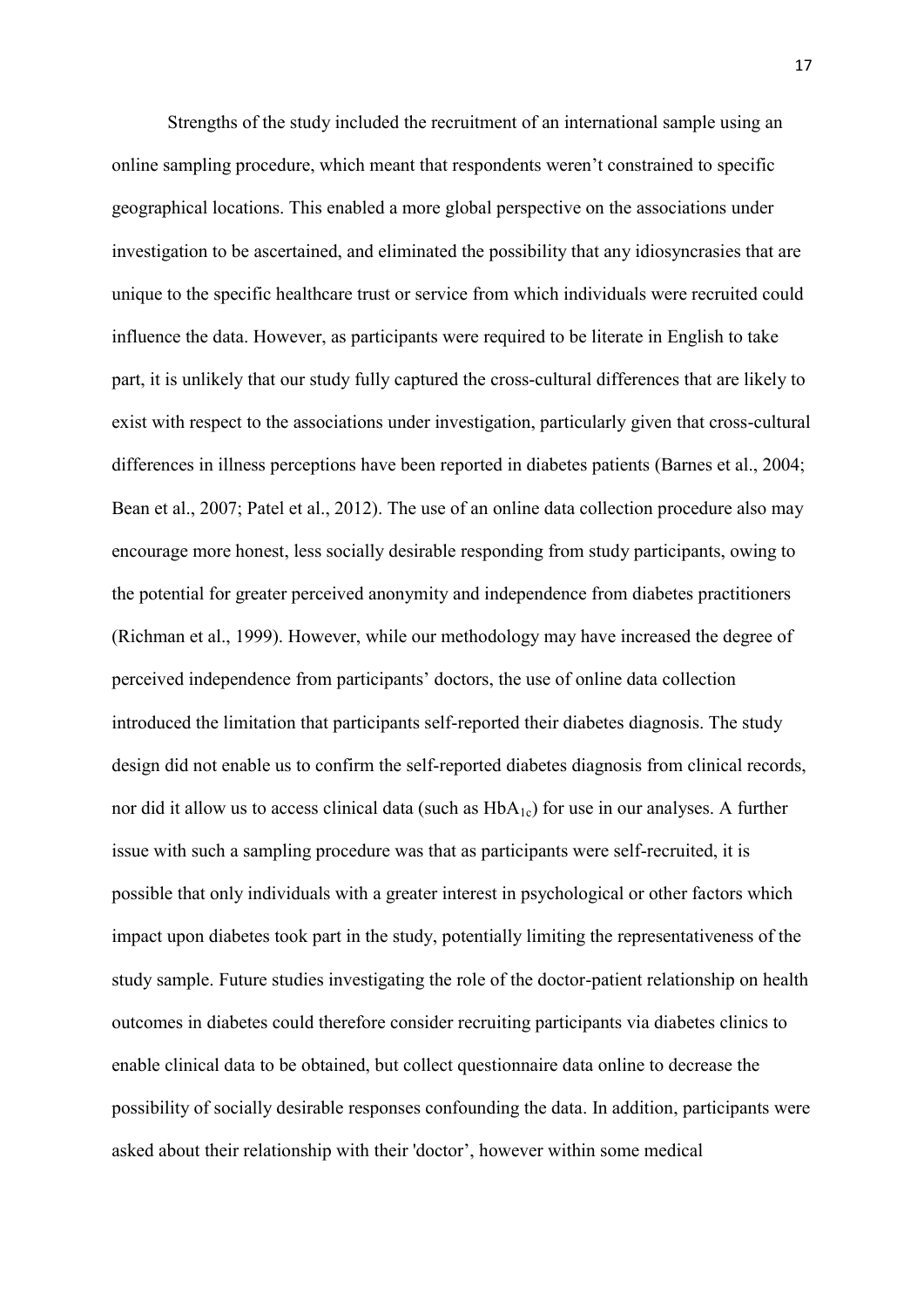Strengths of the study included the recruitment of an international sample using an online sampling procedure, which meant that respondents weren't constrained to specific geographical locations. This enabled a more global perspective on the associations under investigation to be ascertained, and eliminated the possibility that any idiosyncrasies that are unique to the specific healthcare trust or service from which individuals were recruited could influence the data. However, as participants were required to be literate in English to take part, it is unlikely that our study fully captured the cross-cultural differences that are likely to exist with respect to the associations under investigation, particularly given that cross-cultural differences in illness perceptions have been reported in diabetes patients (Barnes et al., 2004; Bean et al., 2007; Patel et al., 2012). The use of an online data collection procedure also may encourage more honest, less socially desirable responding from study participants, owing to the potential for greater perceived anonymity and independence from diabetes practitioners (Richman et al., 1999). However, while our methodology may have increased the degree of perceived independence from participants' doctors, the use of online data collection introduced the limitation that participants self-reported their diabetes diagnosis. The study design did not enable us to confirm the self-reported diabetes diagnosis from clinical records, nor did it allow us to access clinical data (such as $HbA_{1c}$) for use in our analyses. A further issue with such a sampling procedure was that as participants were self-recruited, it is possible that only individuals with a greater interest in psychological or other factors which impact upon diabetes took part in the study, potentially limiting the representativeness of the study sample. Future studies investigating the role of the doctor-patient relationship on health outcomes in diabetes could therefore consider recruiting participants via diabetes clinics to enable clinical data to be obtained, but collect questionnaire data online to decrease the possibility of socially desirable responses confounding the data. In addition, participants were asked about their relationship with their 'doctor', however within some medical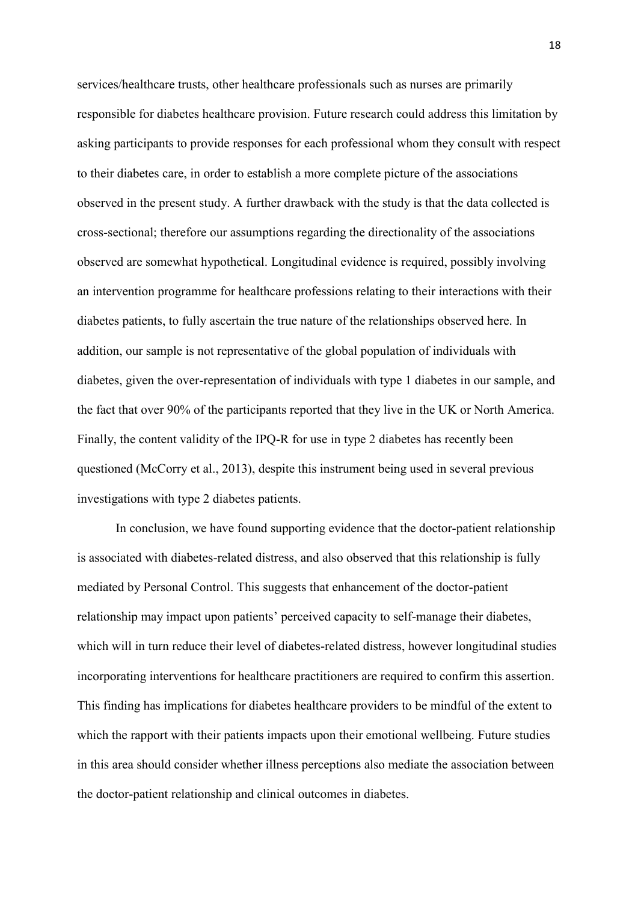services/healthcare trusts, other healthcare professionals such as nurses are primarily responsible for diabetes healthcare provision. Future research could address this limitation by asking participants to provide responses for each professional whom they consult with respect to their diabetes care, in order to establish a more complete picture of the associations observed in the present study. A further drawback with the study is that the data collected is cross-sectional; therefore our assumptions regarding the directionality of the associations observed are somewhat hypothetical. Longitudinal evidence is required, possibly involving an intervention programme for healthcare professions relating to their interactions with their diabetes patients, to fully ascertain the true nature of the relationships observed here. In addition, our sample is not representative of the global population of individuals with diabetes, given the over-representation of individuals with type 1 diabetes in our sample, and the fact that over 90% of the participants reported that they live in the UK or North America. Finally, the content validity of the IPQ-R for use in type 2 diabetes has recently been questioned (McCorry et al., 2013), despite this instrument being used in several previous investigations with type 2 diabetes patients.

In conclusion, we have found supporting evidence that the doctor-patient relationship is associated with diabetes-related distress, and also observed that this relationship is fully mediated by Personal Control. This suggests that enhancement of the doctor-patient relationship may impact upon patients' perceived capacity to self-manage their diabetes, which will in turn reduce their level of diabetes-related distress, however longitudinal studies incorporating interventions for healthcare practitioners are required to confirm this assertion. This finding has implications for diabetes healthcare providers to be mindful of the extent to which the rapport with their patients impacts upon their emotional wellbeing. Future studies in this area should consider whether illness perceptions also mediate the association between the doctor-patient relationship and clinical outcomes in diabetes.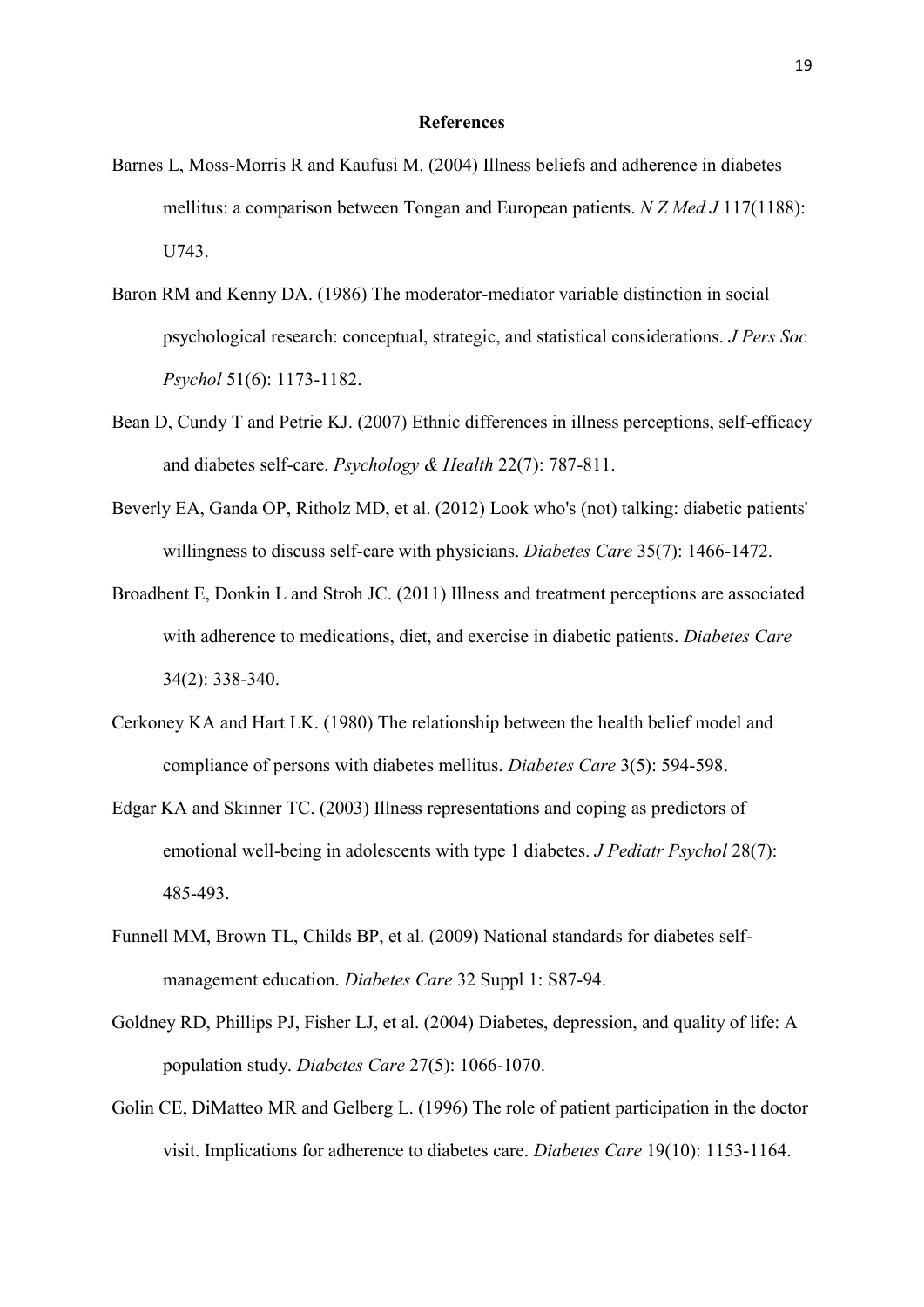## References

Barnes L, Moss-Morris R and Kaufusi M. (2004) Illness beliefs and adherence in diabetes mellitus: a comparison between Tongan and European patients. *N Z Med J* 117(1188): U743.

Baron RM and Kenny DA. (1986) The moderator-mediator variable distinction in social psychological research: conceptual, strategic, and statistical considerations. *J Pers Soc Psychol* 51(6): 1173-1182.

Bean D, Cundy T and Petrie KJ. (2007) Ethnic differences in illness perceptions, self-efficacy and diabetes self-care. *Psychology & Health* 22(7): 787-811.

Beverly EA, Ganda OP, Ritholz MD, et al. (2012) Look who's (not) talking: diabetic patients' willingness to discuss self-care with physicians. *Diabetes Care* 35(7): 1466-1472.

Broadbent E, Donkin L and Stroh JC. (2011) Illness and treatment perceptions are associated with adherence to medications, diet, and exercise in diabetic patients. *Diabetes Care* 34(2): 338-340.

Cerkoney KA and Hart LK. (1980) The relationship between the health belief model and compliance of persons with diabetes mellitus. *Diabetes Care* 3(5): 594-598.

Edgar KA and Skinner TC. (2003) Illness representations and coping as predictors of emotional well-being in adolescents with type 1 diabetes. *J Pediatr Psychol* 28(7): 485-493.

Funnell MM, Brown TL, Childs BP, et al. (2009) National standards for diabetes self-management education. *Diabetes Care* 32 Suppl 1: S87-94.

Goldney RD, Phillips PJ, Fisher LJ, et al. (2004) Diabetes, depression, and quality of life: A population study. *Diabetes Care* 27(5): 1066-1070.

Golin CE, DiMatteo MR and Gelberg L. (1996) The role of patient participation in the doctor visit. Implications for adherence to diabetes care. *Diabetes Care* 19(10): 1153-1164.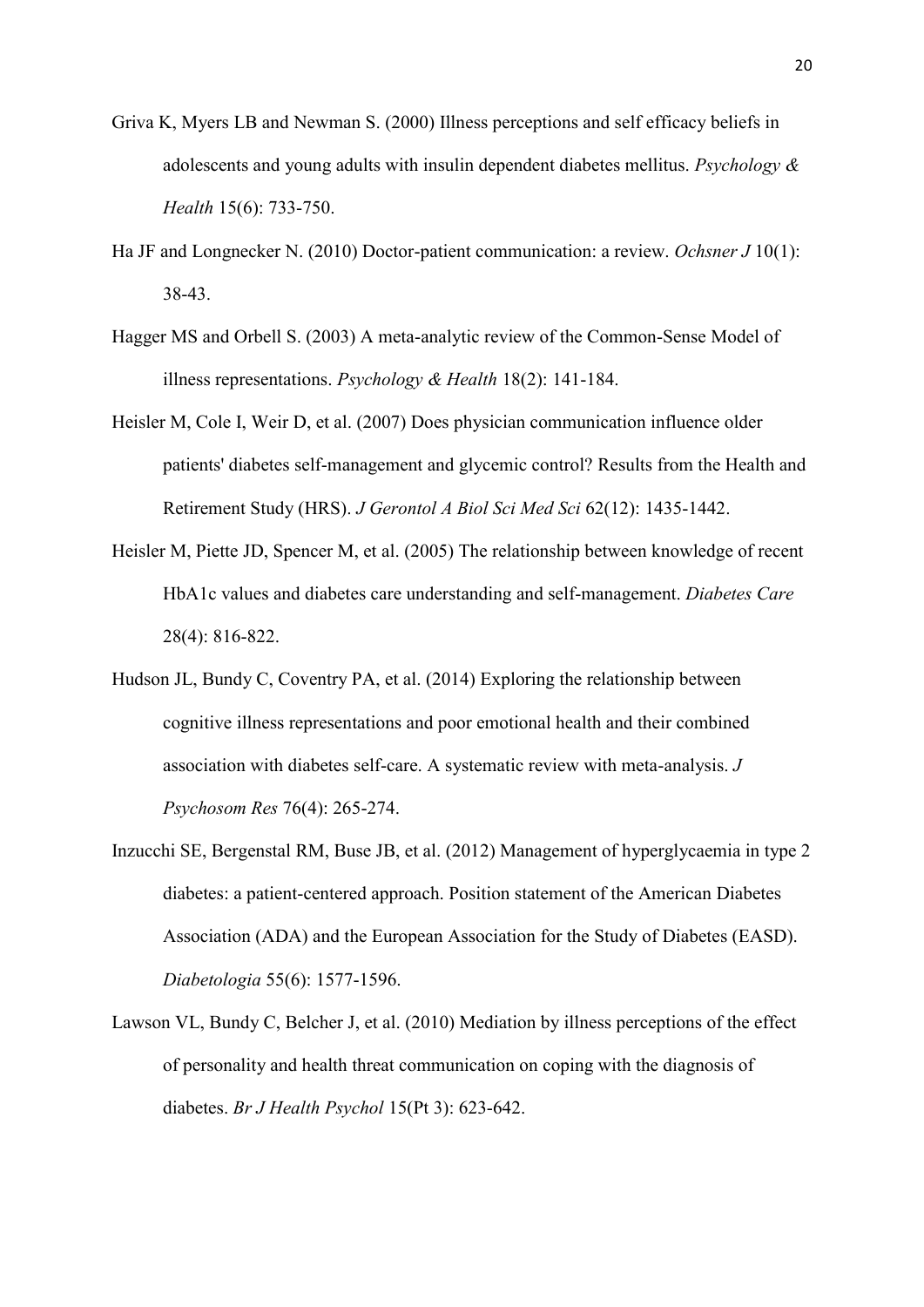Griva K, Myers LB and Newman S. (2000) Illness perceptions and self efficacy beliefs in adolescents and young adults with insulin dependent diabetes mellitus. *Psychology & Health* 15(6): 733-750.

Ha JF and Longnecker N. (2010) Doctor-patient communication: a review. *Ochsner J* 10(1): 38-43.

Hagger MS and Orbell S. (2003) A meta-analytic review of the Common-Sense Model of illness representations. *Psychology & Health* 18(2): 141-184.

Heisler M, Cole I, Weir D, et al. (2007) Does physician communication influence older patients' diabetes self-management and glycemic control? Results from the Health and Retirement Study (HRS). *J Gerontol A Biol Sci Med Sci* 62(12): 1435-1442.

Heisler M, Piette JD, Spencer M, et al. (2005) The relationship between knowledge of recent HbA1c values and diabetes care understanding and self-management. *Diabetes Care* 28(4): 816-822.

Hudson JL, Bundy C, Coventry PA, et al. (2014) Exploring the relationship between cognitive illness representations and poor emotional health and their combined association with diabetes self-care. A systematic review with meta-analysis. *J Psychosom Res* 76(4): 265-274.

Inzucchi SE, Bergenstal RM, Buse JB, et al. (2012) Management of hyperglycaemia in type 2 diabetes: a patient-centered approach. Position statement of the American Diabetes Association (ADA) and the European Association for the Study of Diabetes (EASD). *Diabetologia* 55(6): 1577-1596.

Lawson VL, Bundy C, Belcher J, et al. (2010) Mediation by illness perceptions of the effect of personality and health threat communication on coping with the diagnosis of diabetes. *Br J Health Psychol* 15(Pt 3): 623-642.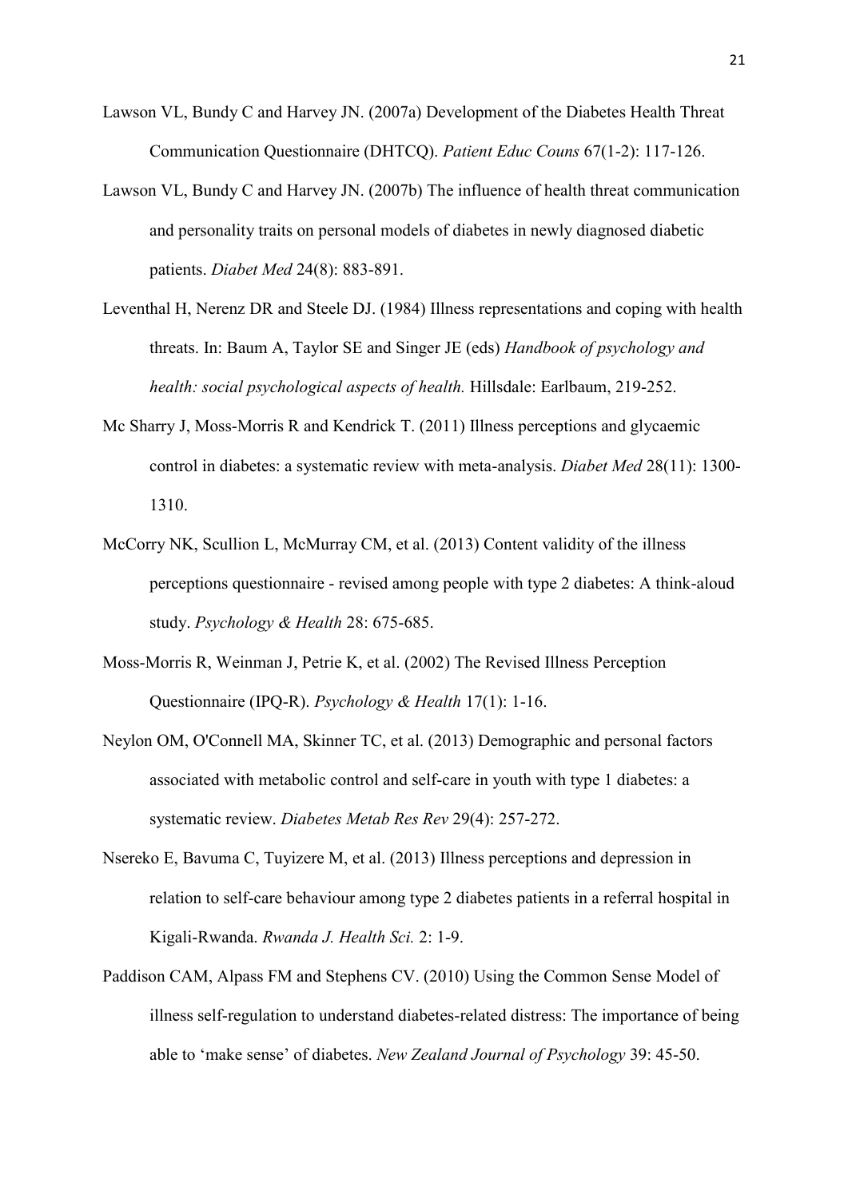Lawson VL, Bundy C and Harvey JN. (2007a) Development of the Diabetes Health Threat Communication Questionnaire (DHTCQ). *Patient Educ Couns* 67(1-2): 117-126.

Lawson VL, Bundy C and Harvey JN. (2007b) The influence of health threat communication and personality traits on personal models of diabetes in newly diagnosed diabetic patients. *Diabet Med* 24(8): 883-891.

Leventhal H, Nerenz DR and Steele DJ. (1984) Illness representations and coping with health threats. In: Baum A, Taylor SE and Singer JE (eds) *Handbook of psychology and health: social psychological aspects of health.* Hillsdale: Earlbaum, 219-252.

Mc Sharry J, Moss-Morris R and Kendrick T. (2011) Illness perceptions and glycaemic control in diabetes: a systematic review with meta-analysis. *Diabet Med* 28(11): 1300-1310.

McCorry NK, Scullion L, McMurray CM, et al. (2013) Content validity of the illness perceptions questionnaire - revised among people with type 2 diabetes: A think-aloud study. *Psychology & Health* 28: 675-685.

Moss-Morris R, Weinman J, Petrie K, et al. (2002) The Revised Illness Perception Questionnaire (IPQ-R). *Psychology & Health* 17(1): 1-16.

Neylon OM, O'Connell MA, Skinner TC, et al. (2013) Demographic and personal factors associated with metabolic control and self-care in youth with type 1 diabetes: a systematic review. *Diabetes Metab Res Rev* 29(4): 257-272.

Nsereko E, Bavuma C, Tuyizere M, et al. (2013) Illness perceptions and depression in relation to self-care behaviour among type 2 diabetes patients in a referral hospital in Kigali-Rwanda. *Rwanda J. Health Sci.* 2: 1-9.

Paddison CAM, Alpass FM and Stephens CV. (2010) Using the Common Sense Model of illness self-regulation to understand diabetes-related distress: The importance of being able to 'make sense' of diabetes. *New Zealand Journal of Psychology* 39: 45-50.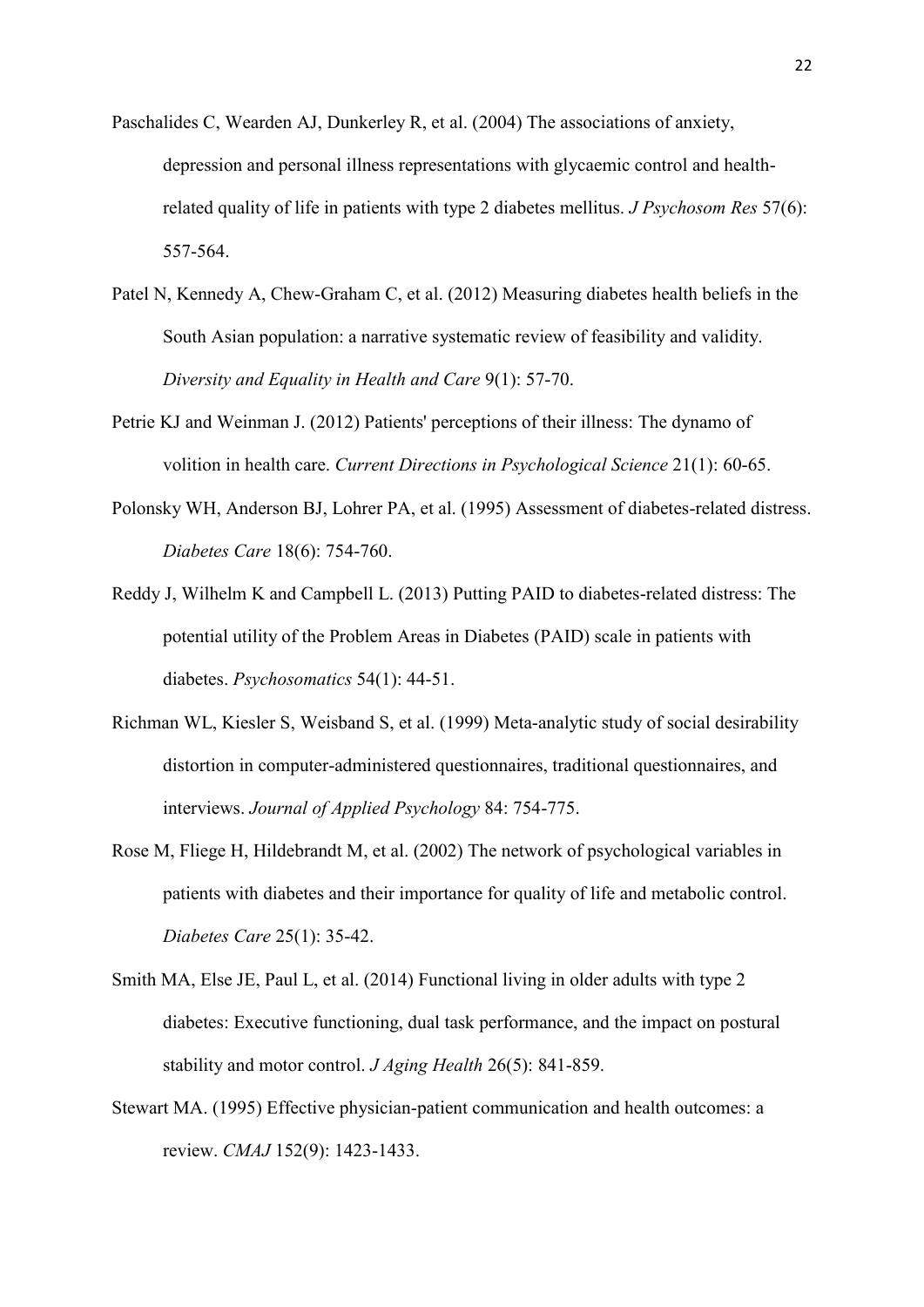Paschalides C, Wearden AJ, Dunkerley R, et al. (2004) The associations of anxiety, depression and personal illness representations with glycaemic control and health-related quality of life in patients with type 2 diabetes mellitus. *J Psychosom Res* 57(6): 557-564.

Patel N, Kennedy A, Chew-Graham C, et al. (2012) Measuring diabetes health beliefs in the South Asian population: a narrative systematic review of feasibility and validity. *Diversity and Equality in Health and Care* 9(1): 57-70.

Petrie KJ and Weinman J. (2012) Patients' perceptions of their illness: The dynamo of volition in health care. *Current Directions in Psychological Science* 21(1): 60-65.

Polonsky WH, Anderson BJ, Lohrer PA, et al. (1995) Assessment of diabetes-related distress. *Diabetes Care* 18(6): 754-760.

Reddy J, Wilhelm K and Campbell L. (2013) Putting PAID to diabetes-related distress: The potential utility of the Problem Areas in Diabetes (PAID) scale in patients with diabetes. *Psychosomatics* 54(1): 44-51.

Richman WL, Kiesler S, Weisband S, et al. (1999) Meta-analytic study of social desirability distortion in computer-administered questionnaires, traditional questionnaires, and interviews. *Journal of Applied Psychology* 84: 754-775.

Rose M, Fliege H, Hildebrandt M, et al. (2002) The network of psychological variables in patients with diabetes and their importance for quality of life and metabolic control. *Diabetes Care* 25(1): 35-42.

Smith MA, Else JE, Paul L, et al. (2014) Functional living in older adults with type 2 diabetes: Executive functioning, dual task performance, and the impact on postural stability and motor control. *J Aging Health* 26(5): 841-859.

Stewart MA. (1995) Effective physician-patient communication and health outcomes: a review. *CMAJ* 152(9): 1423-1433.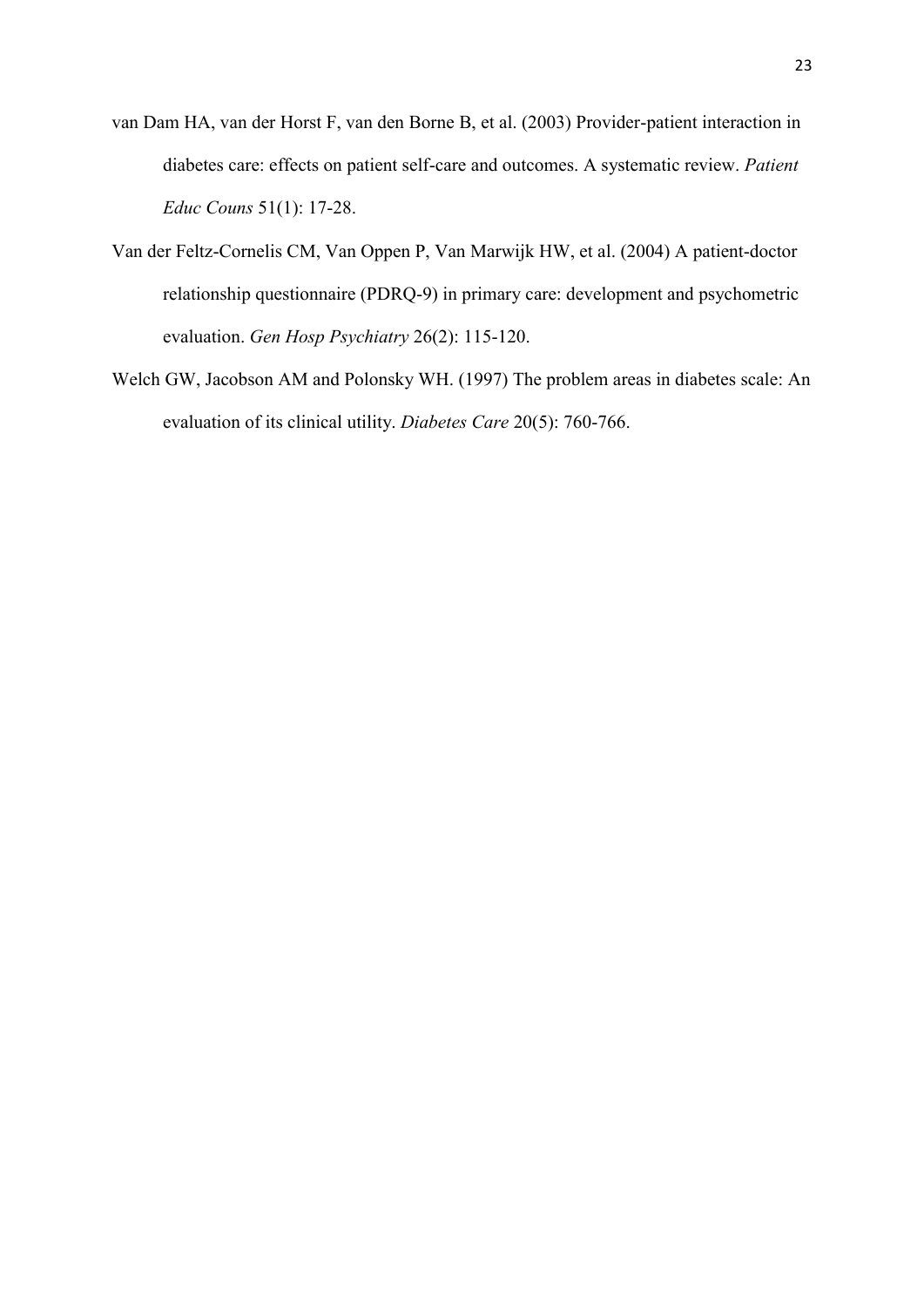van Dam HA, van der Horst F, van den Borne B, et al. (2003) Provider-patient interaction in diabetes care: effects on patient self-care and outcomes. A systematic review. *Patient Educ Couns* 51(1): 17-28.

Van der Feltz-Cornelis CM, Van Oppen P, Van Marwijk HW, et al. (2004) A patient-doctor relationship questionnaire (PDRQ-9) in primary care: development and psychometric evaluation. *Gen Hosp Psychiatry* 26(2): 115-120.

Welch GW, Jacobson AM and Polonsky WH. (1997) The problem areas in diabetes scale: An evaluation of its clinical utility. *Diabetes Care* 20(5): 760-766.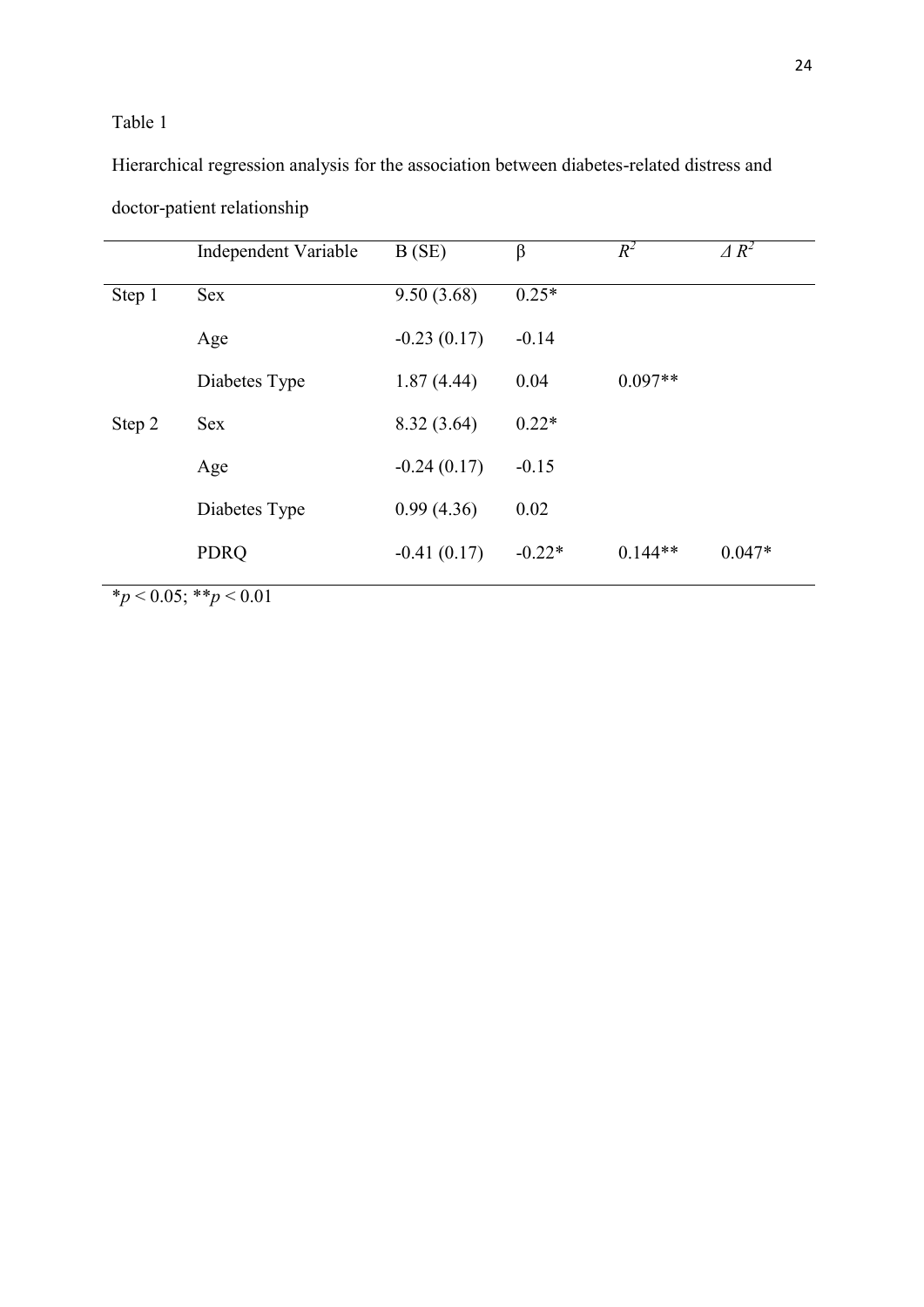Table 1

Hierarchical regression analysis for the association between diabetes-related distress and doctor-patient relationship

| | Independent Variable | B (SE) | β | $R^2$ | $\Delta R^2$ |
|---|---|---|---|---|---|
| Step 1 | Sex | 9.50 (3.68) | 0.25* | | |
| | Age | -0.23 (0.17) | -0.14 | | |
| | Diabetes Type | 1.87 (4.44) | 0.04 | 0.097** | |
| Step 2 | Sex | 8.32 (3.64) | 0.22* | | |
| | Age | -0.24 (0.17) | -0.15 | | |
| | Diabetes Type | 0.99 (4.36) | 0.02 | | |
| | PDRQ | -0.41 (0.17) | -0.22* | 0.144** | 0.047* |

*$p < 0.05$; **$p < 0.01$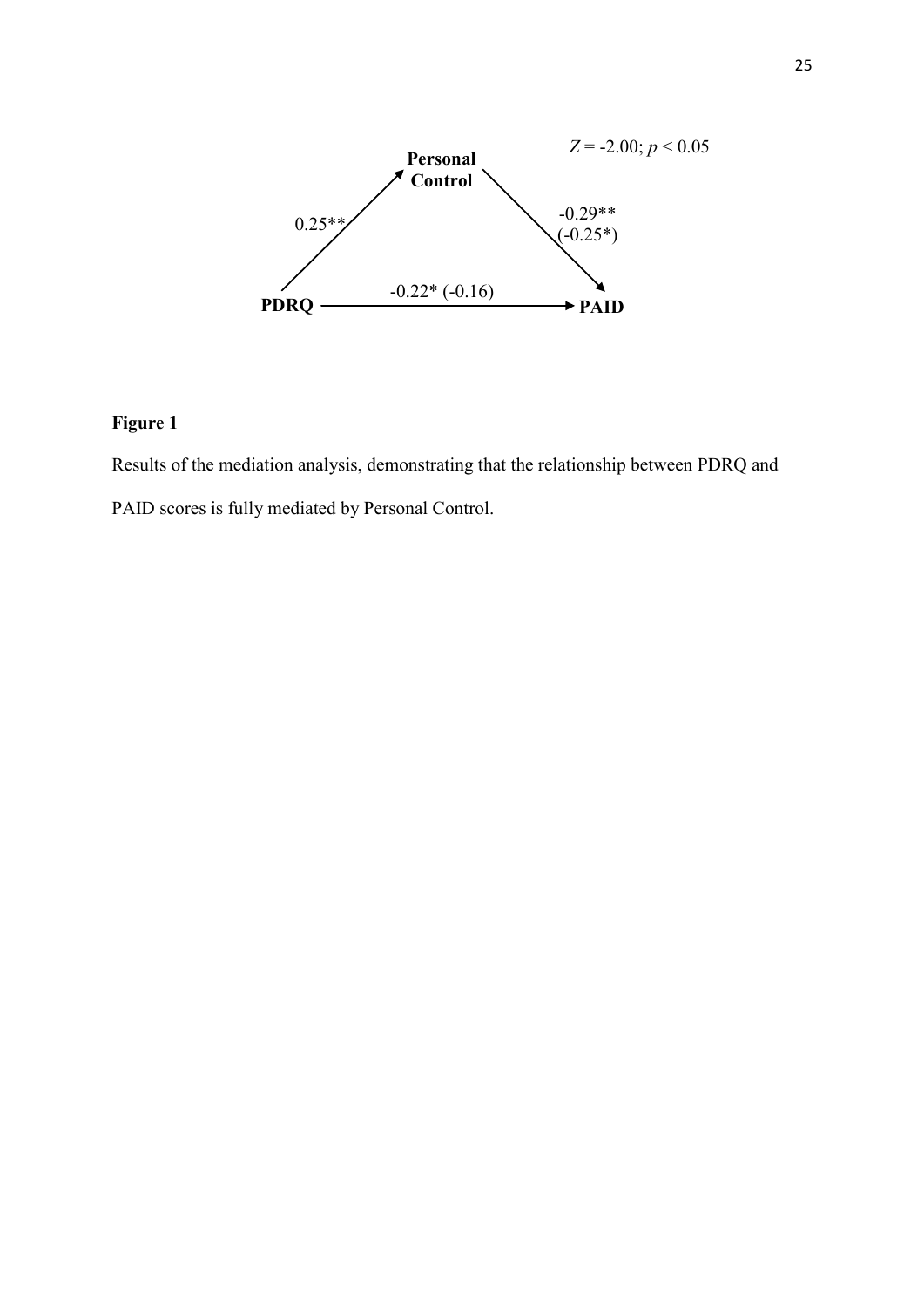$Z$ = -2.00; $p < 0.05$

Personal Control

0.25**

-0.29**
(-0.25*)

PDRQ

-0.22* (-0.16)

PAID

**Figure 1**

Results of the mediation analysis, demonstrating that the relationship between PDRQ and PAID scores is fully mediated by Personal Control.